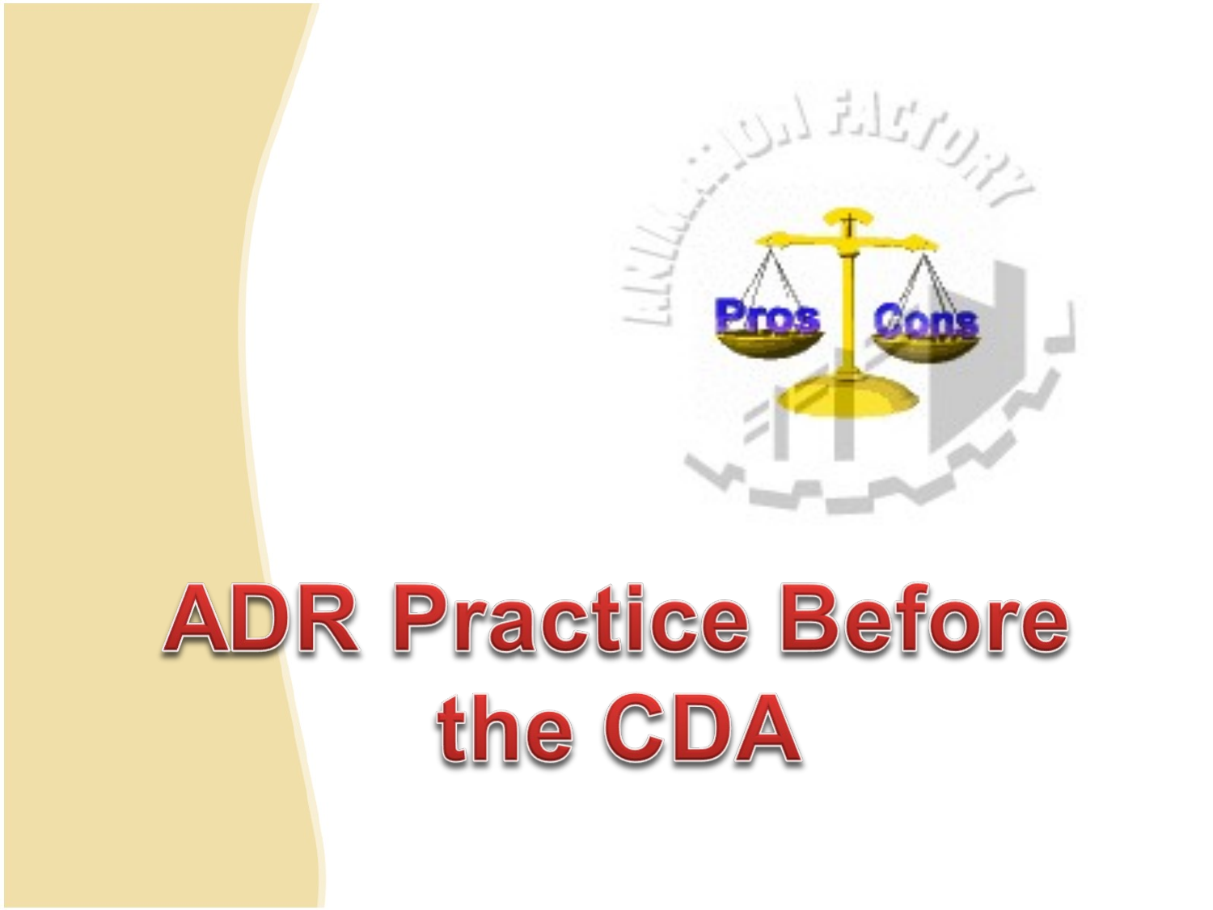# ADR Practice Before the CDA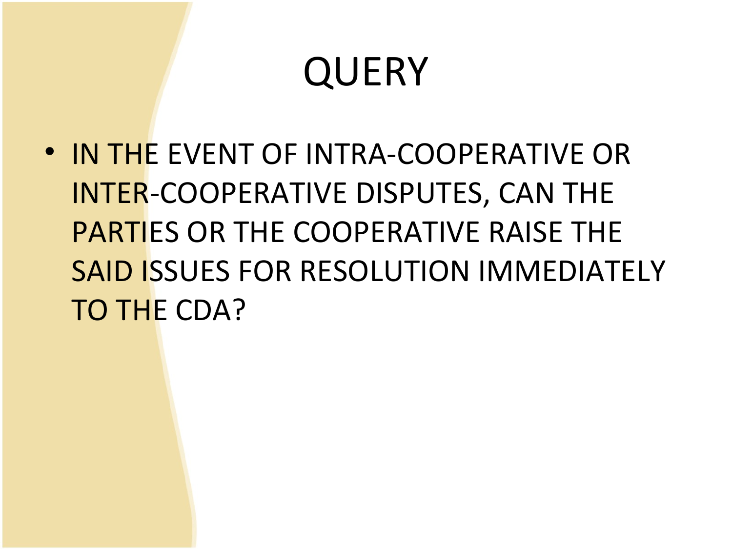# QUERY

- IN THE EVENT OF INTRA-COOPERATIVE OR INTER-COOPERATIVE DISPUTES, CAN THE PARTIES OR THE COOPERATIVE RAISE THE SAID ISSUES FOR RESOLUTION IMMEDIATELY TO THE CDA?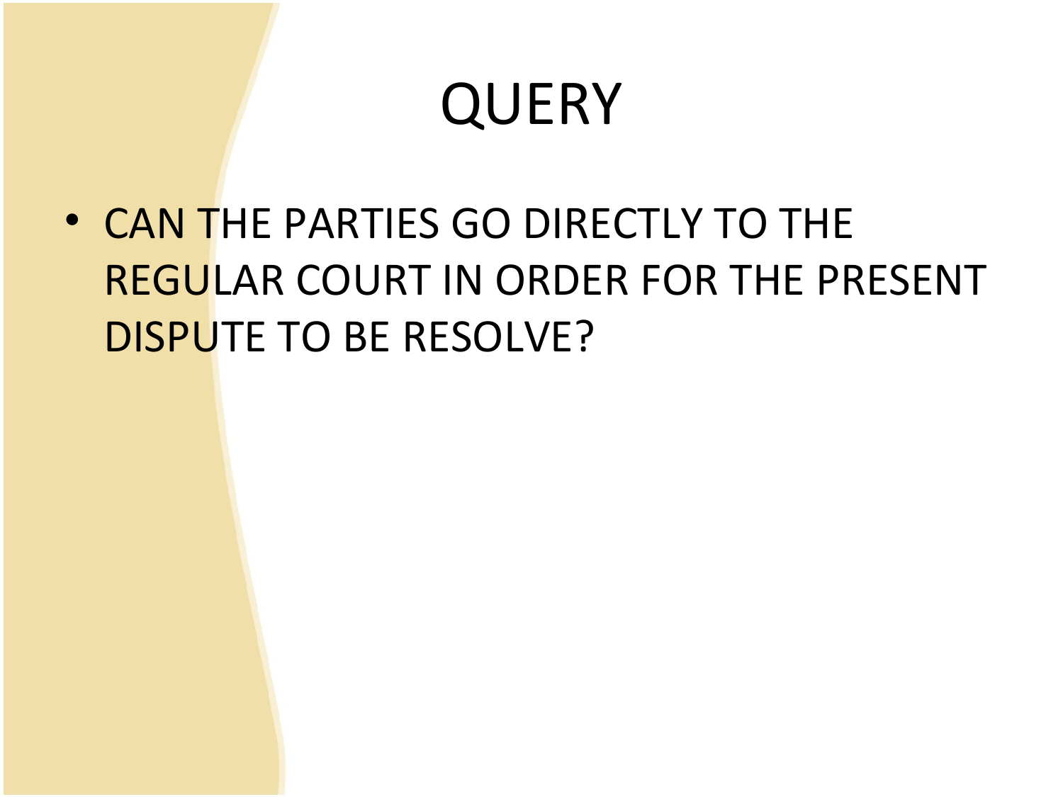# QUERY

- CAN THE PARTIES GO DIRECTLY TO THE REGULAR COURT IN ORDER FOR THE PRESENT DISPUTE TO BE RESOLVE?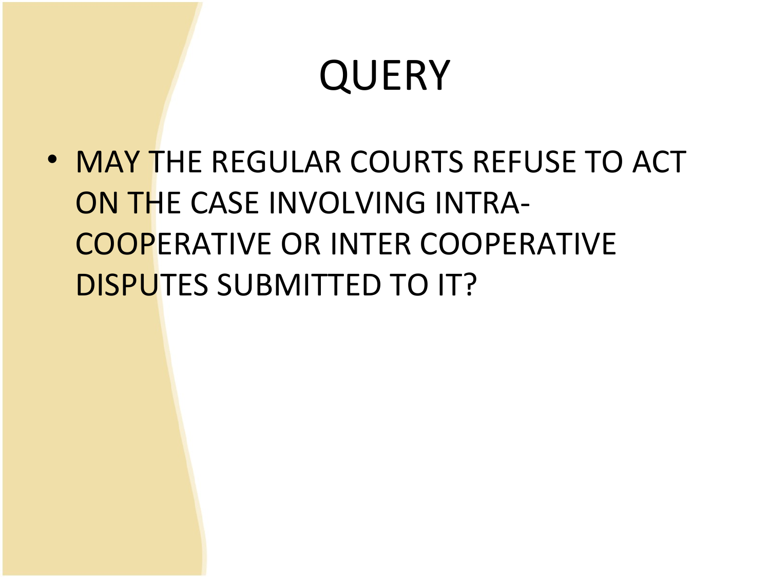# QUERY

- MAY THE REGULAR COURTS REFUSE TO ACT ON THE CASE INVOLVING INTRA-COOPERATIVE OR INTER COOPERATIVE DISPUTES SUBMITTED TO IT?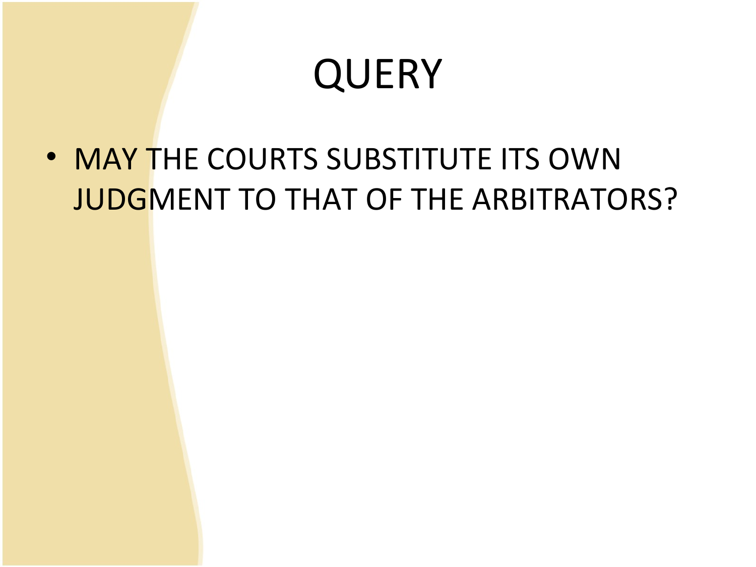# QUERY

- MAY THE COURTS SUBSTITUTE ITS OWN JUDGMENT TO THAT OF THE ARBITRATORS?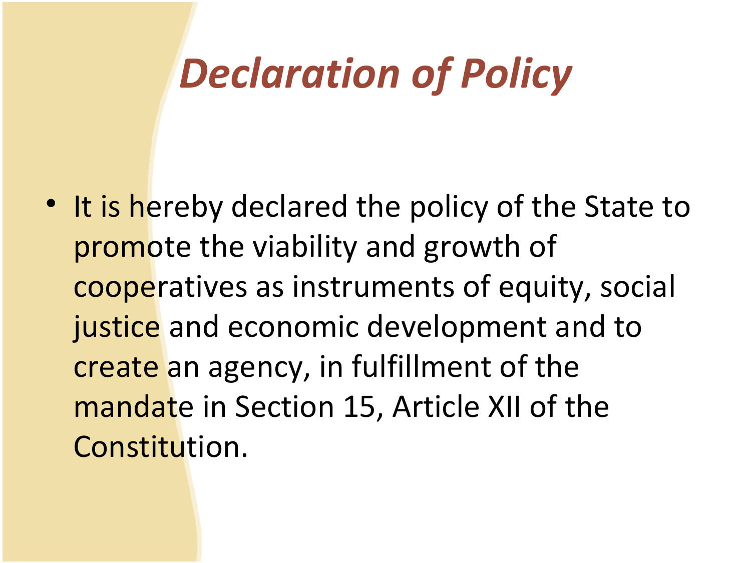# *Declaration of Policy*

- It is hereby declared the policy of the State to promote the viability and growth of cooperatives as instruments of equity, social justice and economic development and to create an agency, in fulfillment of the mandate in Section 15, Article XII of the Constitution.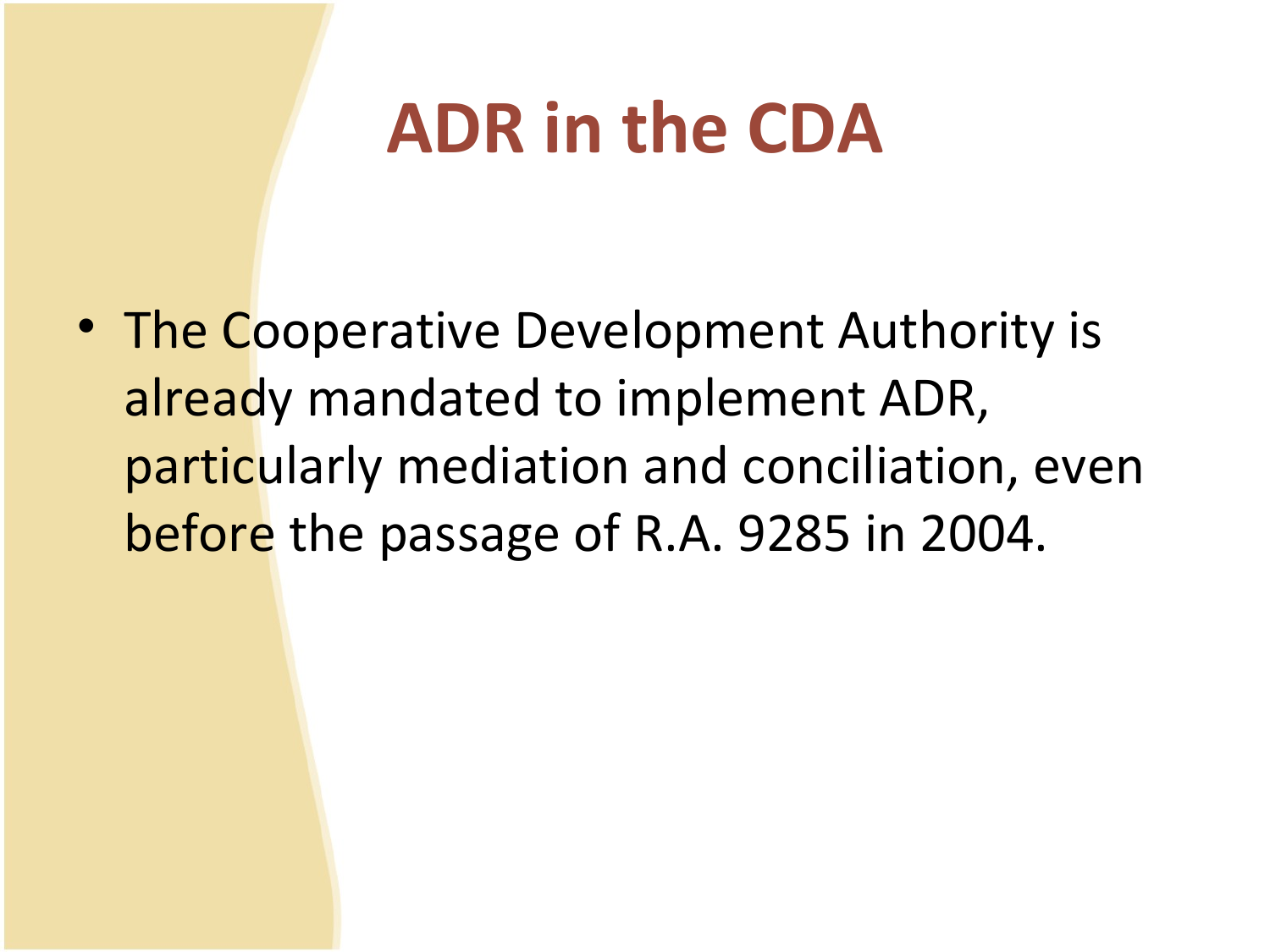# ADR in the CDA

- The Cooperative Development Authority is already mandated to implement ADR, particularly mediation and conciliation, even before the passage of R.A. 9285 in 2004.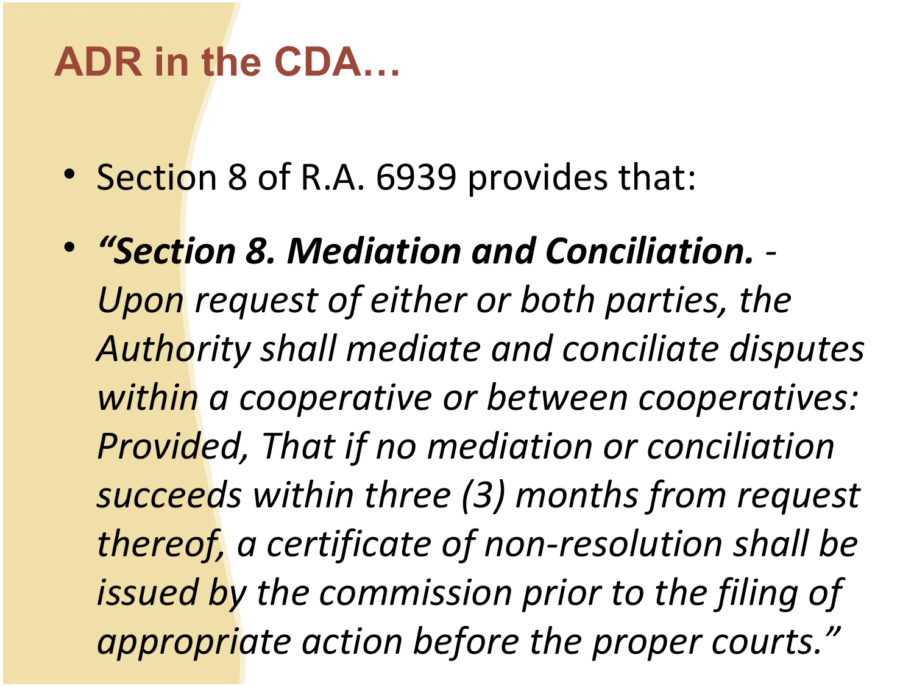# ADR in the CDA…

- Section 8 of R.A. 6939 provides that:
- ***"Section 8. Mediation and Conciliation.*** *- Upon request of either or both parties, the Authority shall mediate and conciliate disputes within a cooperative or between cooperatives: Provided, That if no mediation or conciliation succeeds within three (3) months from request thereof, a certificate of non-resolution shall be issued by the commission prior to the filing of appropriate action before the proper courts."*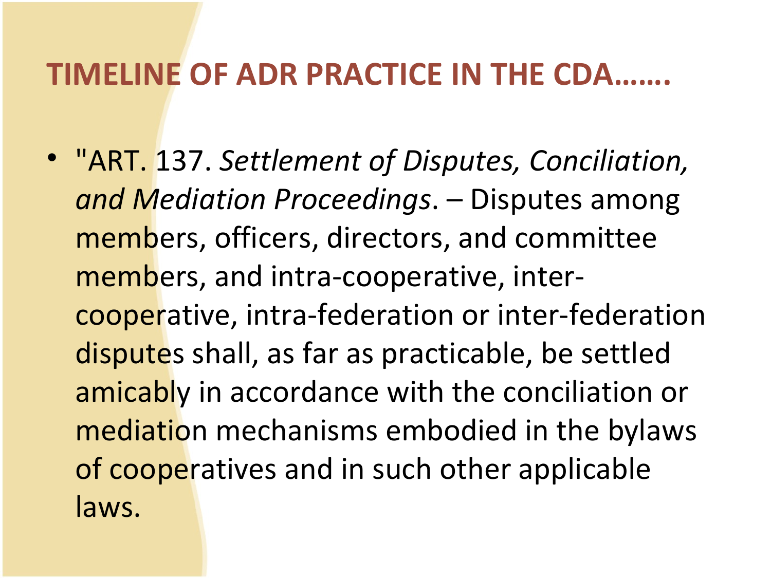# TIMELINE OF ADR PRACTICE IN THE CDA…….

- "ART. 137. *Settlement of Disputes, Conciliation, and Mediation Proceedings*. – Disputes among members, officers, directors, and committee members, and intra-cooperative, inter-cooperative, intra-federation or inter-federation disputes shall, as far as practicable, be settled amicably in accordance with the conciliation or mediation mechanisms embodied in the bylaws of cooperatives and in such other applicable laws.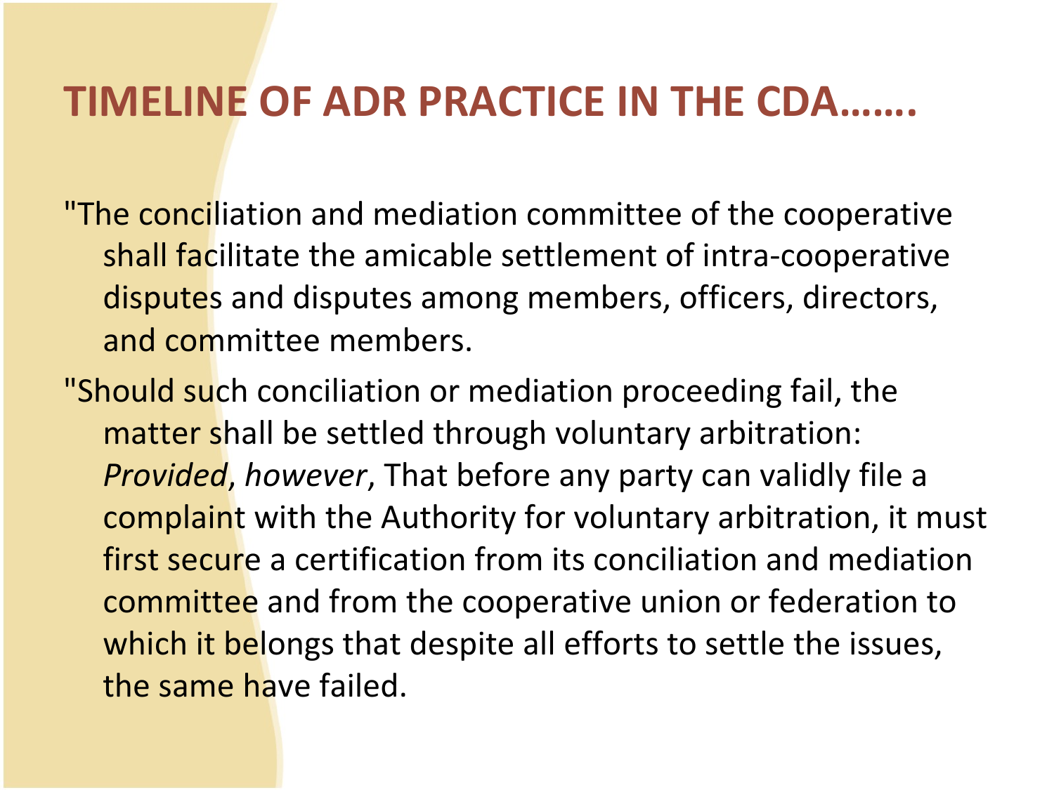# TIMELINE OF ADR PRACTICE IN THE CDA…….

"The conciliation and mediation committee of the cooperative shall facilitate the amicable settlement of intra-cooperative disputes and disputes among members, officers, directors, and committee members.

"Should such conciliation or mediation proceeding fail, the matter shall be settled through voluntary arbitration: *Provided*, *however*, That before any party can validly file a complaint with the Authority for voluntary arbitration, it must first secure a certification from its conciliation and mediation committee and from the cooperative union or federation to which it belongs that despite all efforts to settle the issues, the same have failed.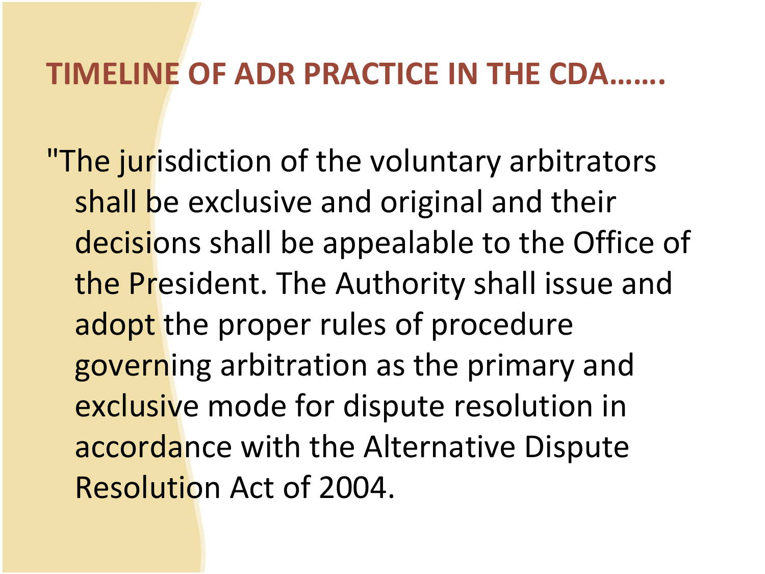# TIMELINE OF ADR PRACTICE IN THE CDA.......

"The jurisdiction of the voluntary arbitrators shall be exclusive and original and their decisions shall be appealable to the Office of the President. The Authority shall issue and adopt the proper rules of procedure governing arbitration as the primary and exclusive mode for dispute resolution in accordance with the Alternative Dispute Resolution Act of 2004.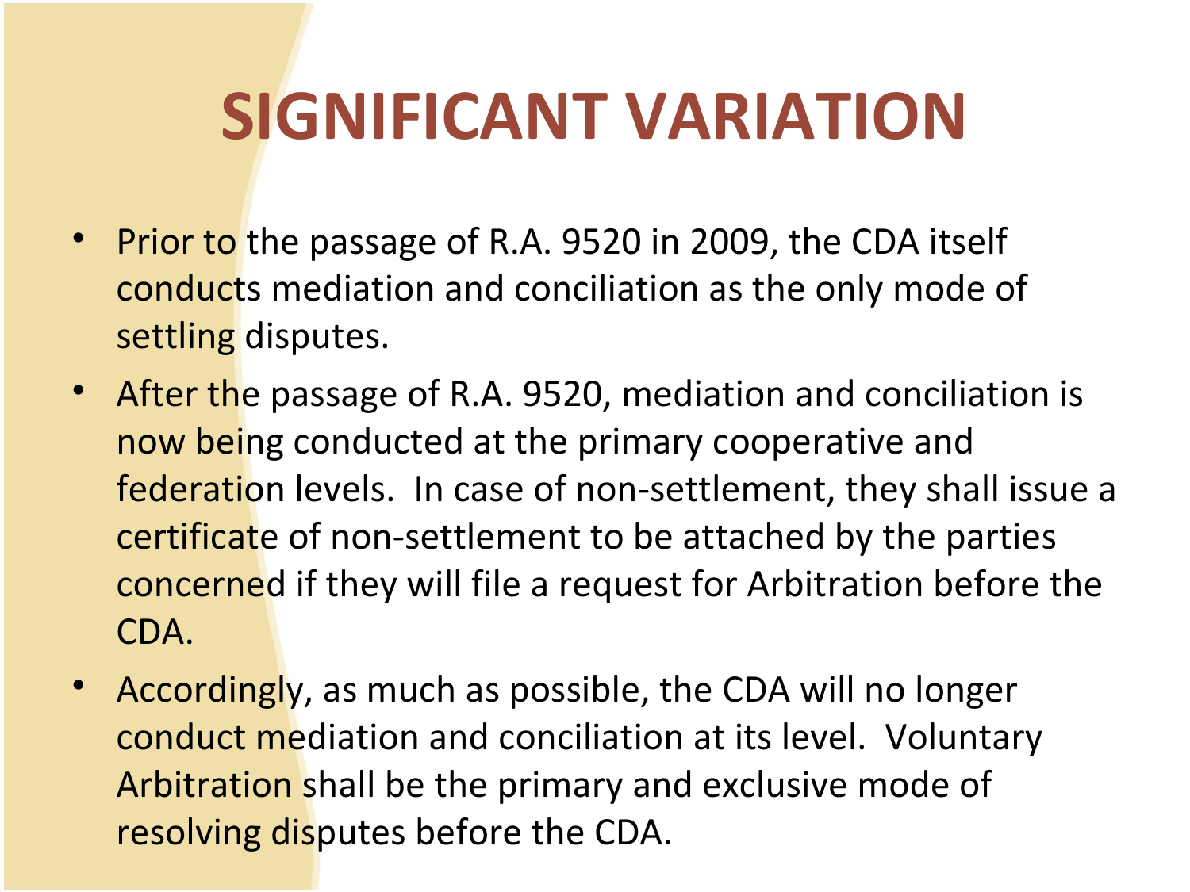# SIGNIFICANT VARIATION

- Prior to the passage of R.A. 9520 in 2009, the CDA itself conducts mediation and conciliation as the only mode of settling disputes.
- After the passage of R.A. 9520, mediation and conciliation is now being conducted at the primary cooperative and federation levels. In case of non-settlement, they shall issue a certificate of non-settlement to be attached by the parties concerned if they will file a request for Arbitration before the CDA.
- Accordingly, as much as possible, the CDA will no longer conduct mediation and conciliation at its level. Voluntary Arbitration shall be the primary and exclusive mode of resolving disputes before the CDA.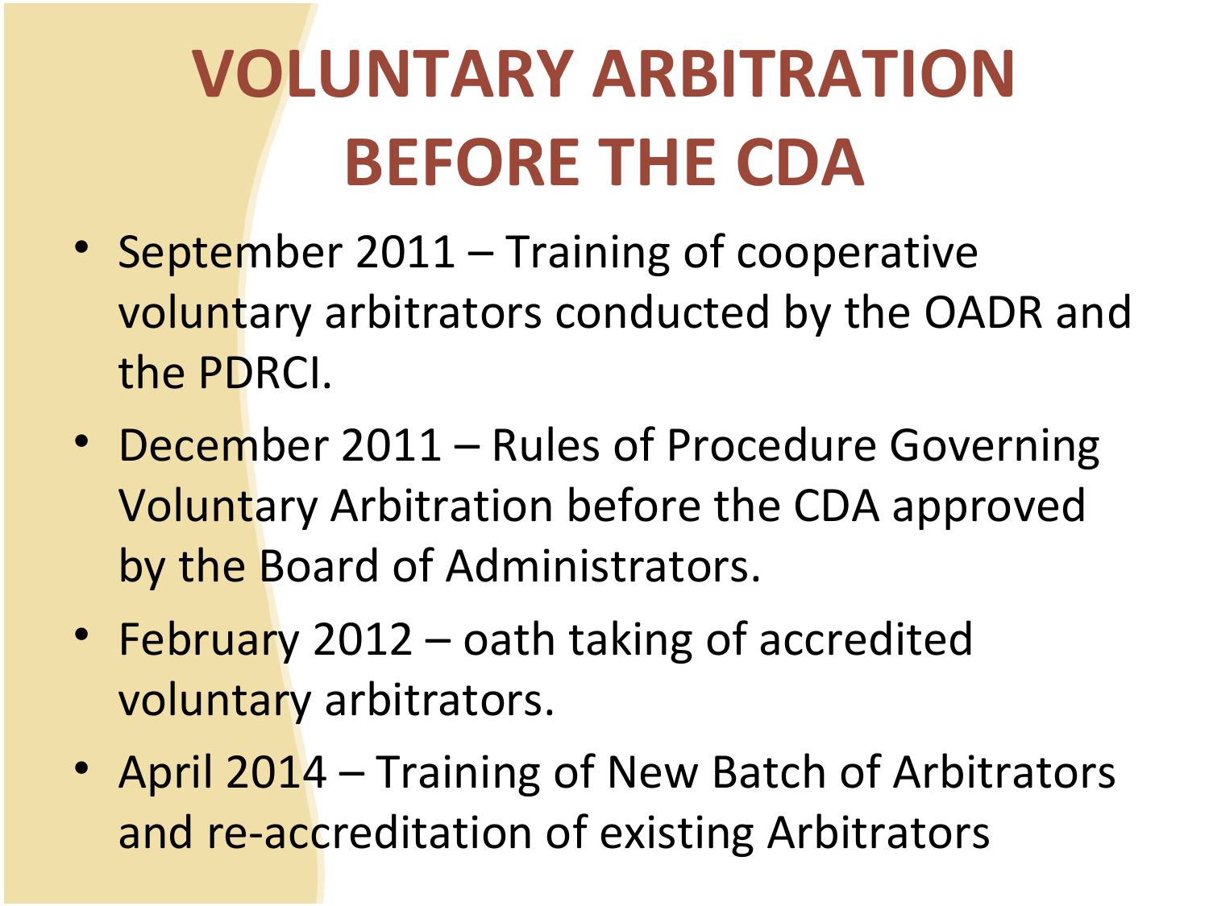# VOLUNTARY ARBITRATION BEFORE THE CDA

- September 2011 – Training of cooperative voluntary arbitrators conducted by the OADR and the PDRCI.
- December 2011 – Rules of Procedure Governing Voluntary Arbitration before the CDA approved by the Board of Administrators.
- February 2012 – oath taking of accredited voluntary arbitrators.
- April 2014 – Training of New Batch of Arbitrators and re-accreditation of existing Arbitrators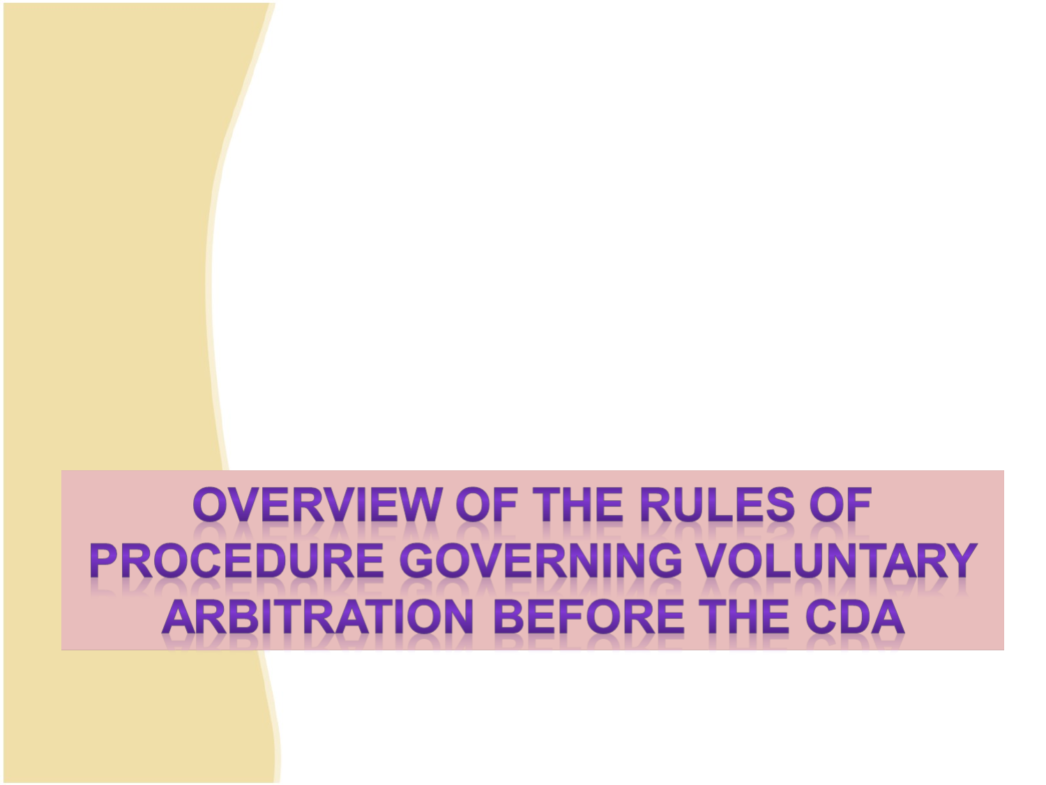# Overview of the Rules of Procedure Governing Voluntary Arbitration Before the CDA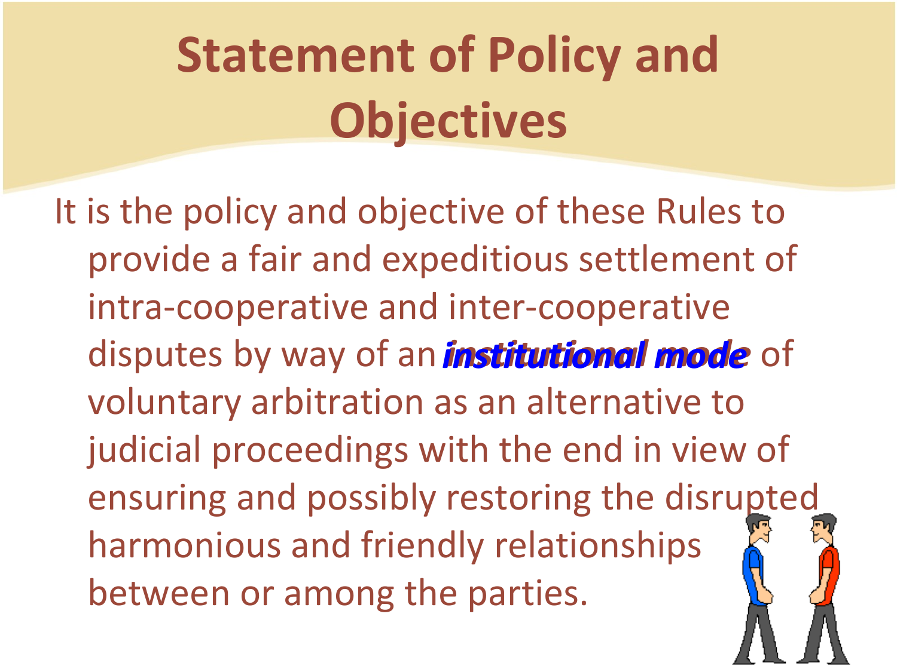# Statement of Policy and Objectives

It is the policy and objective of these Rules to provide a fair and expeditious settlement of intra-cooperative and inter-cooperative disputes by way of an ***institutional mode*** of voluntary arbitration as an alternative to judicial proceedings with the end in view of ensuring and possibly restoring the disrupted harmonious and friendly relationships between or among the parties.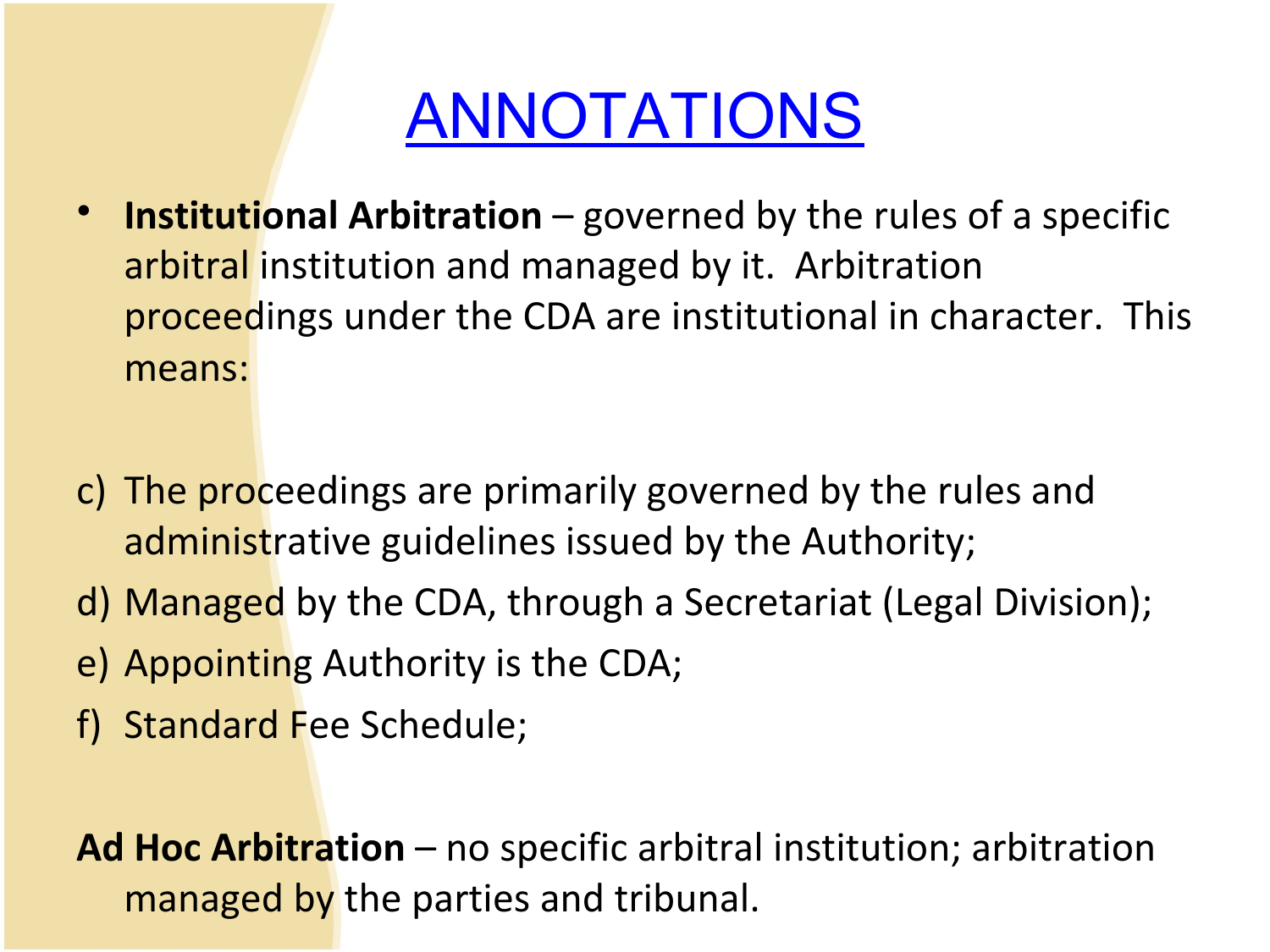# ANNOTATIONS

- **Institutional Arbitration** – governed by the rules of a specific arbitral institution and managed by it.  Arbitration proceedings under the CDA are institutional in character.  This means:

c) The proceedings are primarily governed by the rules and administrative guidelines issued by the Authority;
d) Managed by the CDA, through a Secretariat (Legal Division);
e) Appointing Authority is the CDA;
f) Standard Fee Schedule;

**Ad Hoc Arbitration** – no specific arbitral institution; arbitration managed by the parties and tribunal.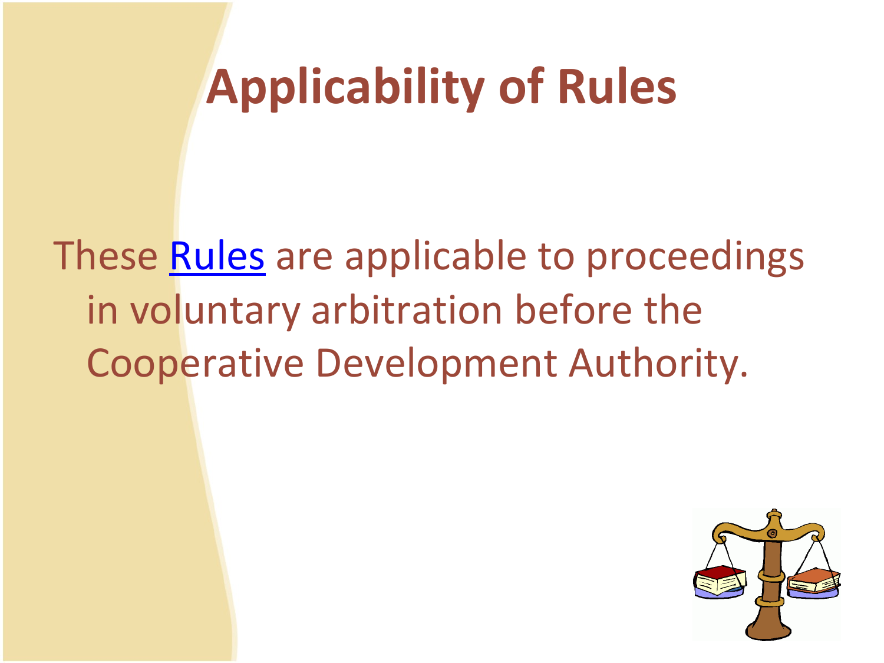# Applicability of Rules

These Rules are applicable to proceedings in voluntary arbitration before the Cooperative Development Authority.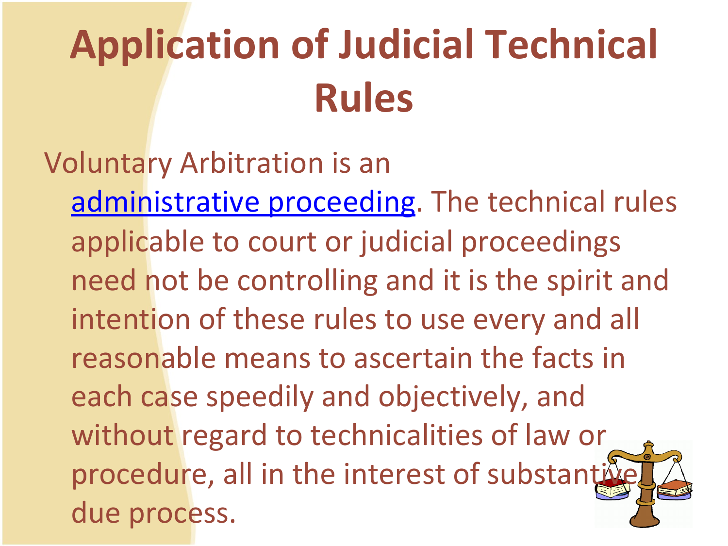# Application of Judicial Technical Rules

Voluntary Arbitration is an administrative proceeding. The technical rules applicable to court or judicial proceedings need not be controlling and it is the spirit and intention of these rules to use every and all reasonable means to ascertain the facts in each case speedily and objectively, and without regard to technicalities of law or procedure, all in the interest of substantive due process.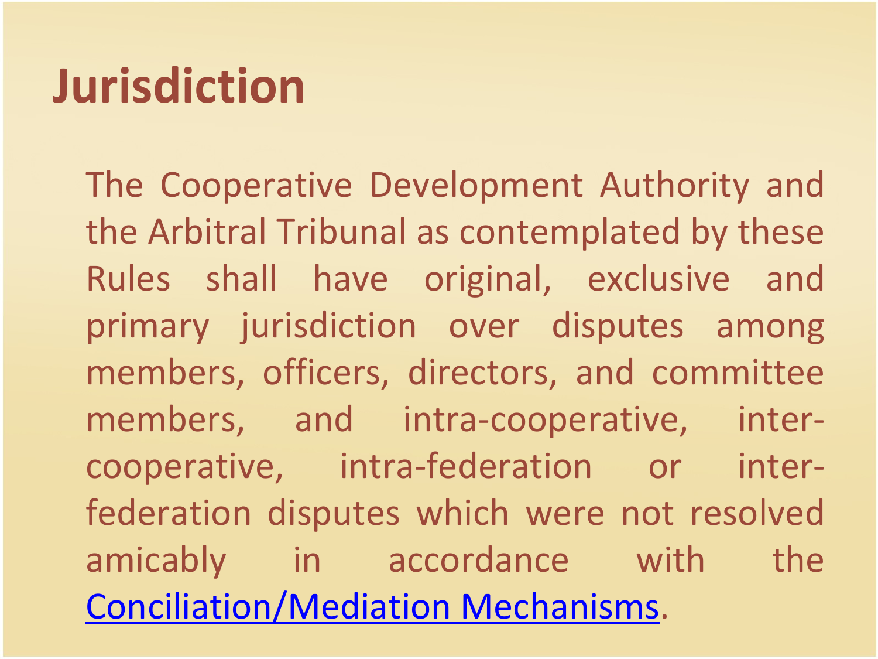# Jurisdiction

The Cooperative Development Authority and the Arbitral Tribunal as contemplated by these Rules shall have original, exclusive and primary jurisdiction over disputes among members, officers, directors, and committee members, and intra-cooperative, inter-cooperative, intra-federation or inter-federation disputes which were not resolved amicably in accordance with the Conciliation/Mediation Mechanisms.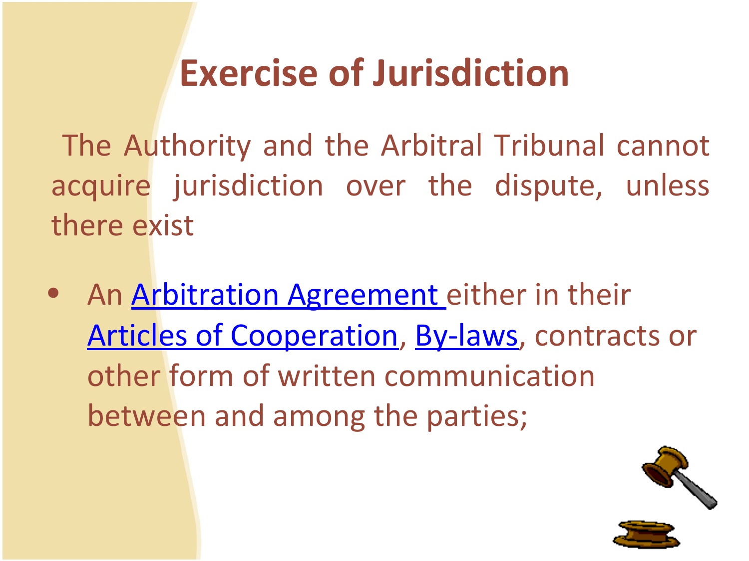# Exercise of Jurisdiction

The Authority and the Arbitral Tribunal cannot acquire jurisdiction over the dispute, unless there exist

- An Arbitration Agreement either in their Articles of Cooperation, By-laws, contracts or other form of written communication between and among the parties;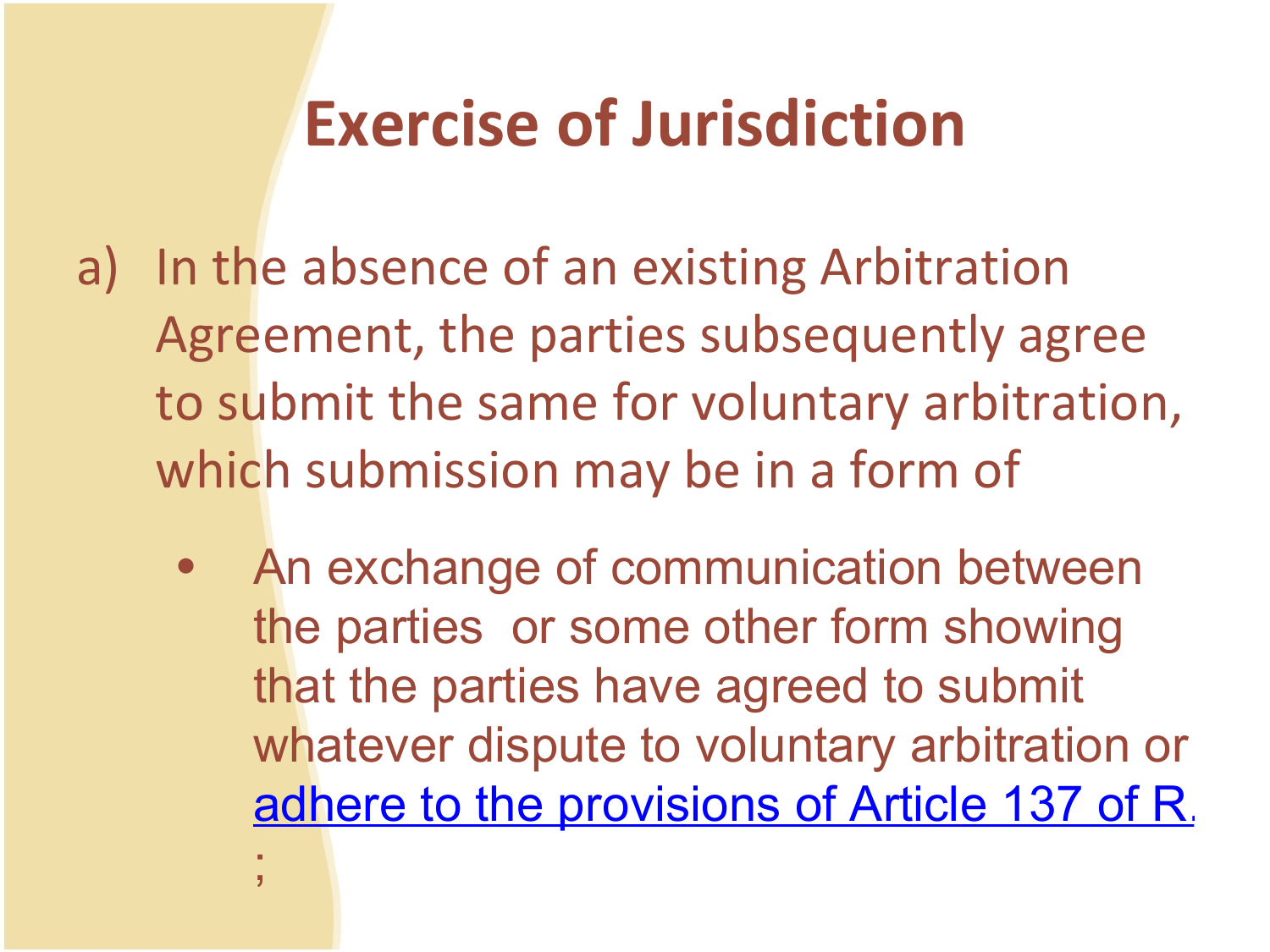# Exercise of Jurisdiction

a) In the absence of an existing Arbitration Agreement, the parties subsequently agree to submit the same for voluntary arbitration, which submission may be in a form of

- An exchange of communication between the parties or some other form showing that the parties have agreed to submit whatever dispute to voluntary arbitration or adhere to the provisions of Article 137 of R.
;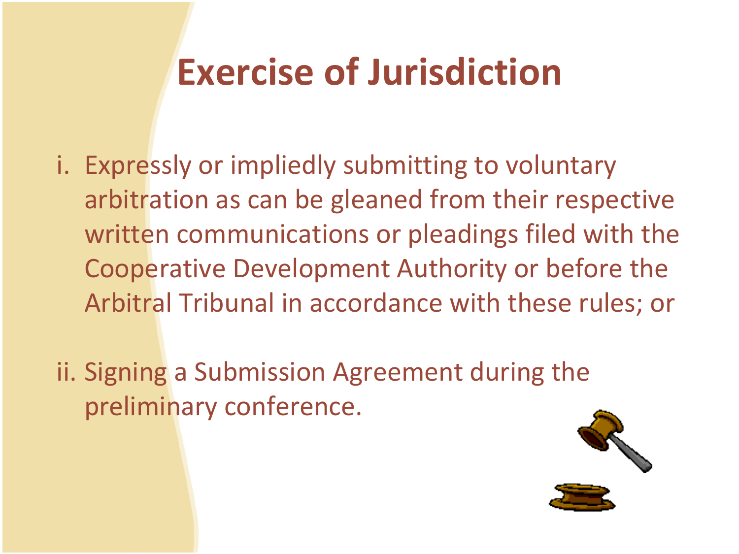# Exercise of Jurisdiction

i. Expressly or impliedly submitting to voluntary arbitration as can be gleaned from their respective written communications or pleadings filed with the Cooperative Development Authority or before the Arbitral Tribunal in accordance with these rules; or

ii. Signing a Submission Agreement during the preliminary conference.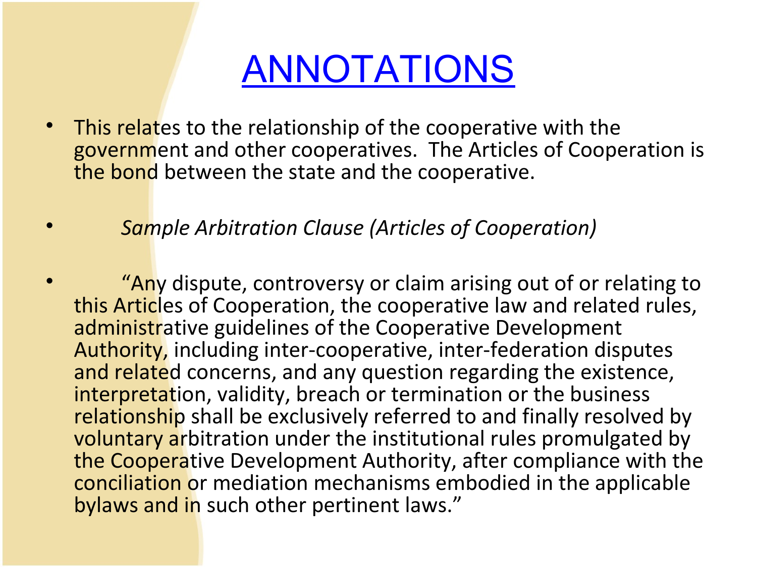# ANNOTATIONS

- This relates to the relationship of the cooperative with the government and other cooperatives. The Articles of Cooperation is the bond between the state and the cooperative.

- *Sample Arbitration Clause (Articles of Cooperation)*

- "Any dispute, controversy or claim arising out of or relating to this Articles of Cooperation, the cooperative law and related rules, administrative guidelines of the Cooperative Development Authority, including inter-cooperative, inter-federation disputes and related concerns, and any question regarding the existence, interpretation, validity, breach or termination or the business relationship shall be exclusively referred to and finally resolved by voluntary arbitration under the institutional rules promulgated by the Cooperative Development Authority, after compliance with the conciliation or mediation mechanisms embodied in the applicable bylaws and in such other pertinent laws."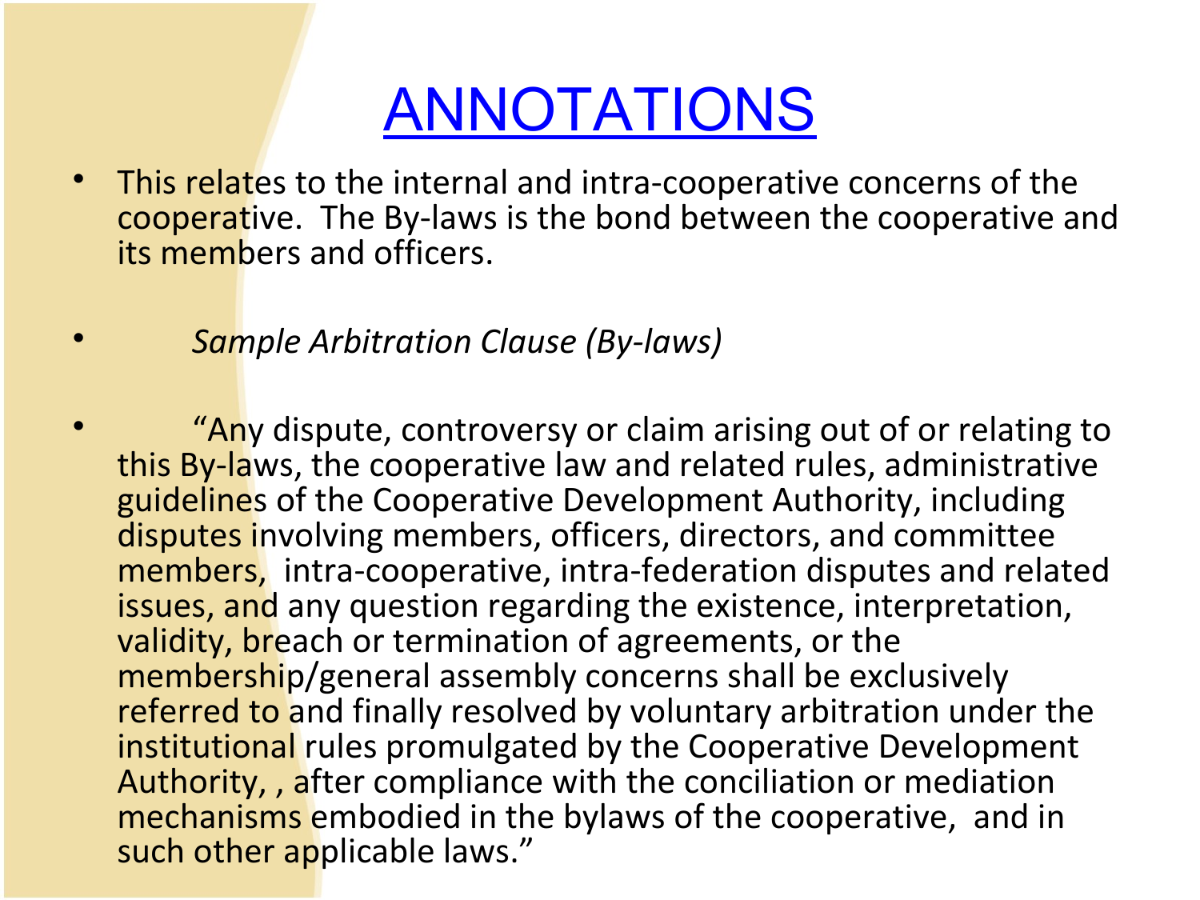# ANNOTATIONS

- This relates to the internal and intra-cooperative concerns of the cooperative. The By-laws is the bond between the cooperative and its members and officers.

- *Sample Arbitration Clause (By-laws)*

- "Any dispute, controversy or claim arising out of or relating to this By-laws, the cooperative law and related rules, administrative guidelines of the Cooperative Development Authority, including disputes involving members, officers, directors, and committee members, intra-cooperative, intra-federation disputes and related issues, and any question regarding the existence, interpretation, validity, breach or termination of agreements, or the membership/general assembly concerns shall be exclusively referred to and finally resolved by voluntary arbitration under the institutional rules promulgated by the Cooperative Development Authority, , after compliance with the conciliation or mediation mechanisms embodied in the bylaws of the cooperative, and in such other applicable laws."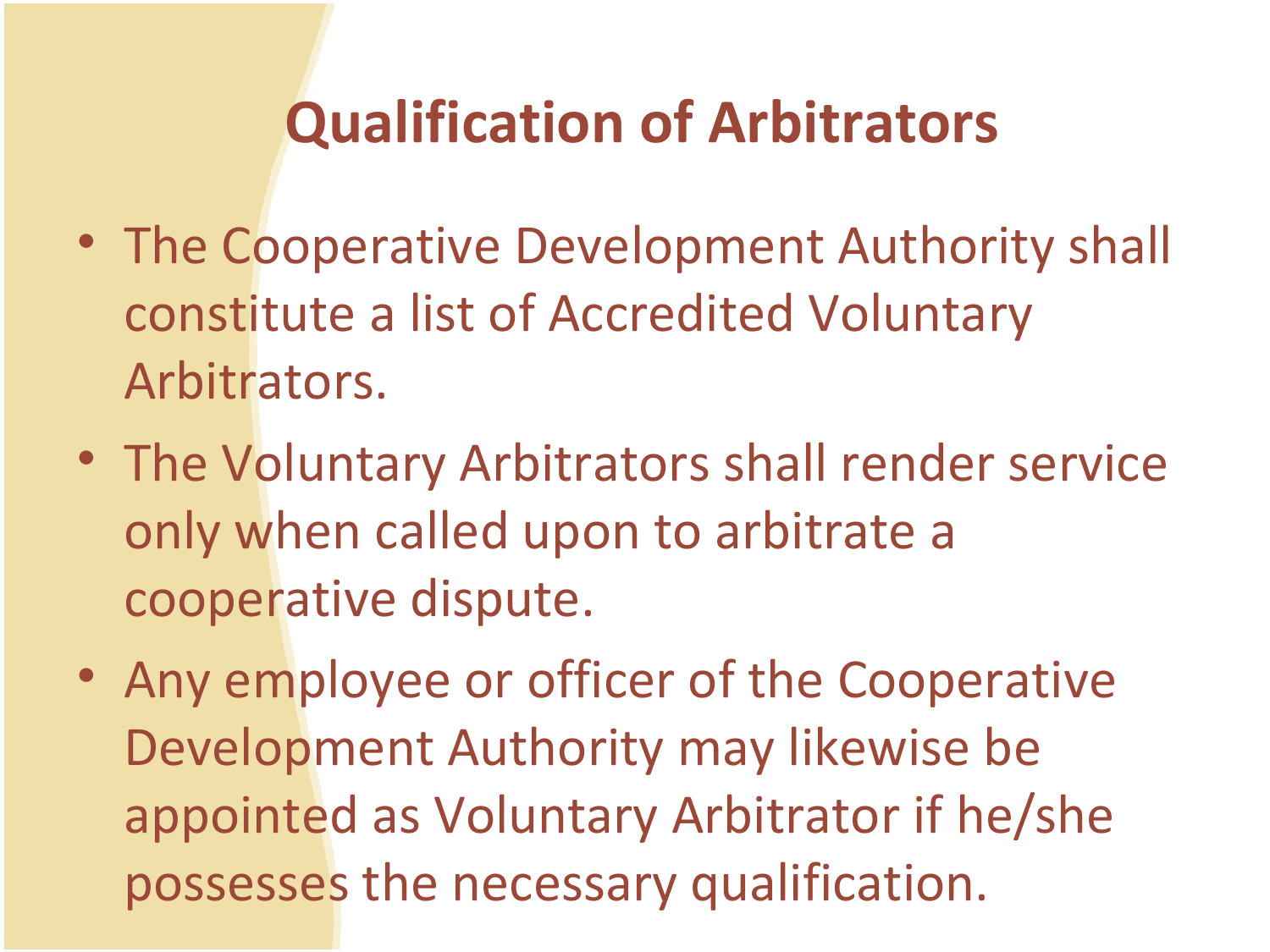# Qualification of Arbitrators

- The Cooperative Development Authority shall constitute a list of Accredited Voluntary Arbitrators.
- The Voluntary Arbitrators shall render service only when called upon to arbitrate a cooperative dispute.
- Any employee or officer of the Cooperative Development Authority may likewise be appointed as Voluntary Arbitrator if he/she possesses the necessary qualification.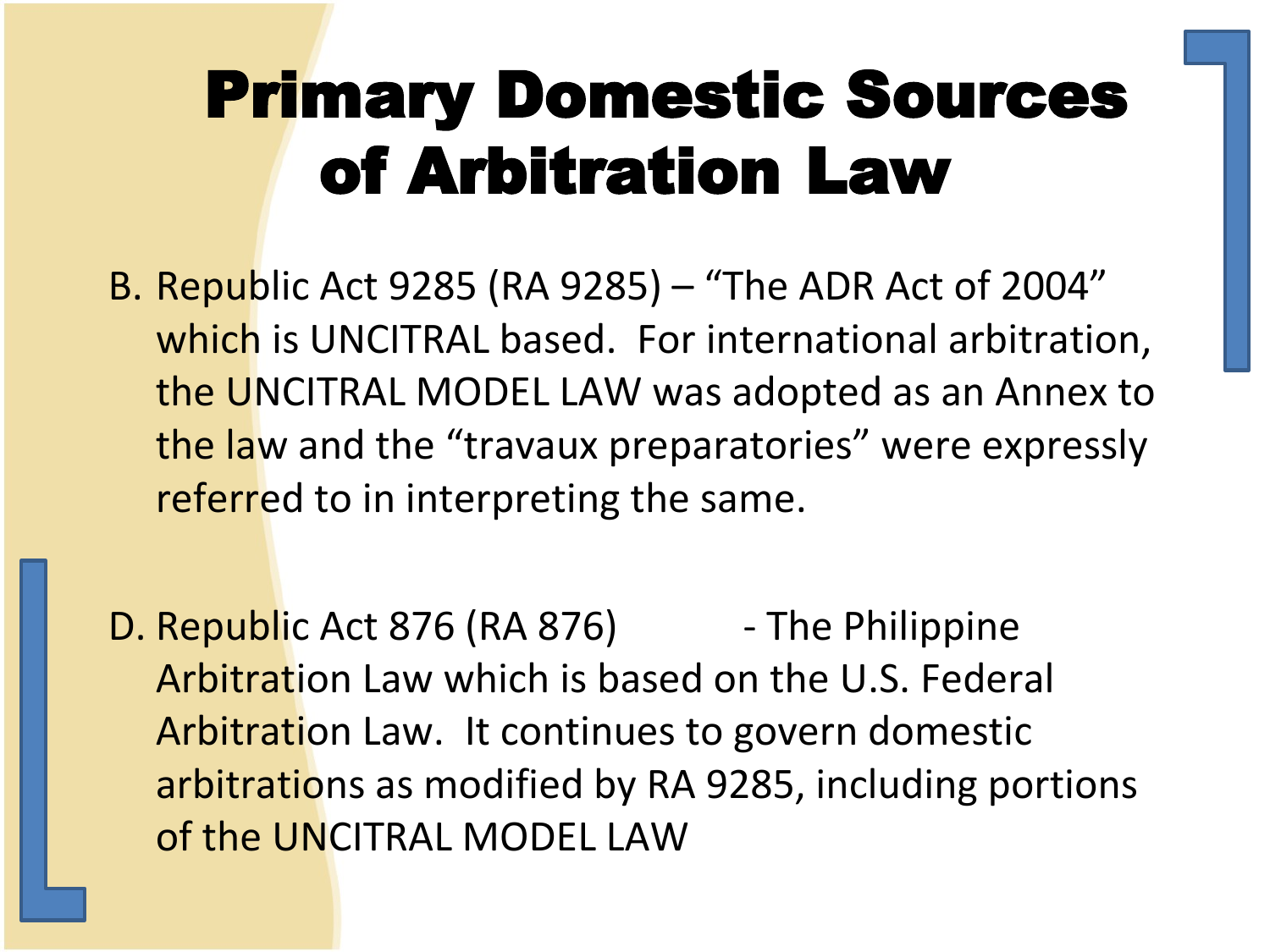# Primary Domestic Sources of Arbitration Law

B. Republic Act 9285 (RA 9285) – "The ADR Act of 2004" which is UNCITRAL based. For international arbitration, the UNCITRAL MODEL LAW was adopted as an Annex to the law and the "travaux preparatories" were expressly referred to in interpreting the same.

D. Republic Act 876 (RA 876) - The Philippine Arbitration Law which is based on the U.S. Federal Arbitration Law. It continues to govern domestic arbitrations as modified by RA 9285, including portions of the UNCITRAL MODEL LAW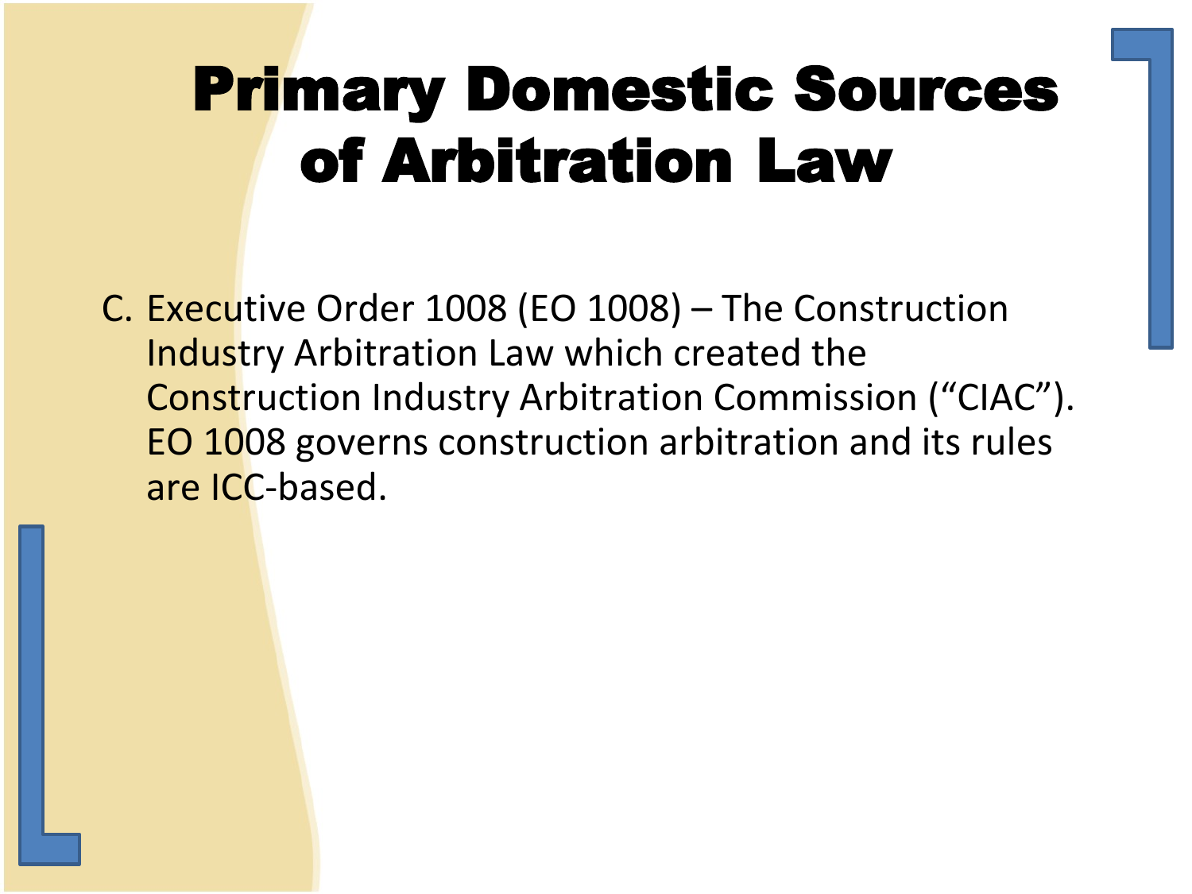# Primary Domestic Sources of Arbitration Law

C. Executive Order 1008 (EO 1008) – The Construction Industry Arbitration Law which created the Construction Industry Arbitration Commission (“CIAC”). EO 1008 governs construction arbitration and its rules are ICC-based.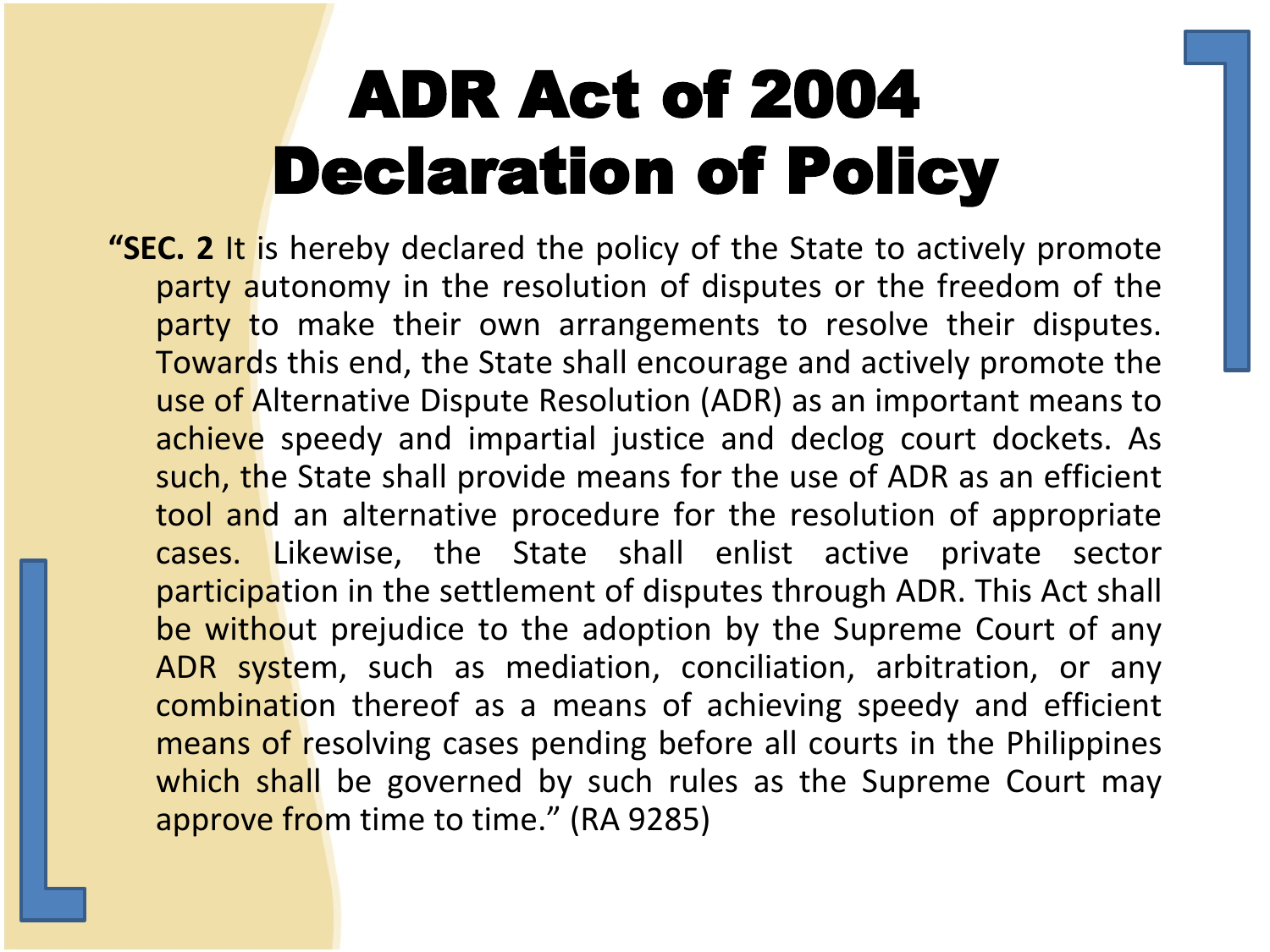# ADR Act of 2004 Declaration of Policy

"**SEC. 2** It is hereby declared the policy of the State to actively promote party autonomy in the resolution of disputes or the freedom of the party to make their own arrangements to resolve their disputes. Towards this end, the State shall encourage and actively promote the use of Alternative Dispute Resolution (ADR) as an important means to achieve speedy and impartial justice and declog court dockets. As such, the State shall provide means for the use of ADR as an efficient tool and an alternative procedure for the resolution of appropriate cases. Likewise, the State shall enlist active private sector participation in the settlement of disputes through ADR. This Act shall be without prejudice to the adoption by the Supreme Court of any ADR system, such as mediation, conciliation, arbitration, or any combination thereof as a means of achieving speedy and efficient means of resolving cases pending before all courts in the Philippines which shall be governed by such rules as the Supreme Court may approve from time to time." (RA 9285)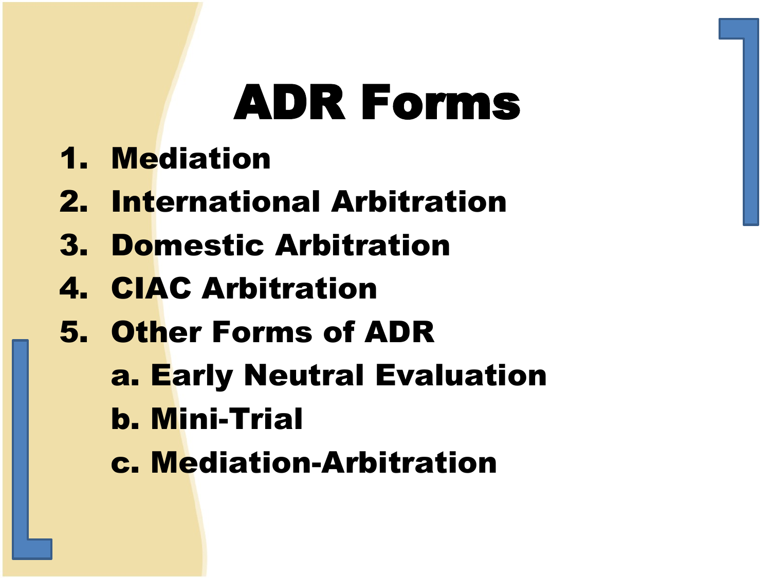# ADR Forms

1. Mediation
2. International Arbitration
3. Domestic Arbitration
4. CIAC Arbitration
5. Other Forms of ADR
   a. Early Neutral Evaluation
   b. Mini-Trial
   c. Mediation-Arbitration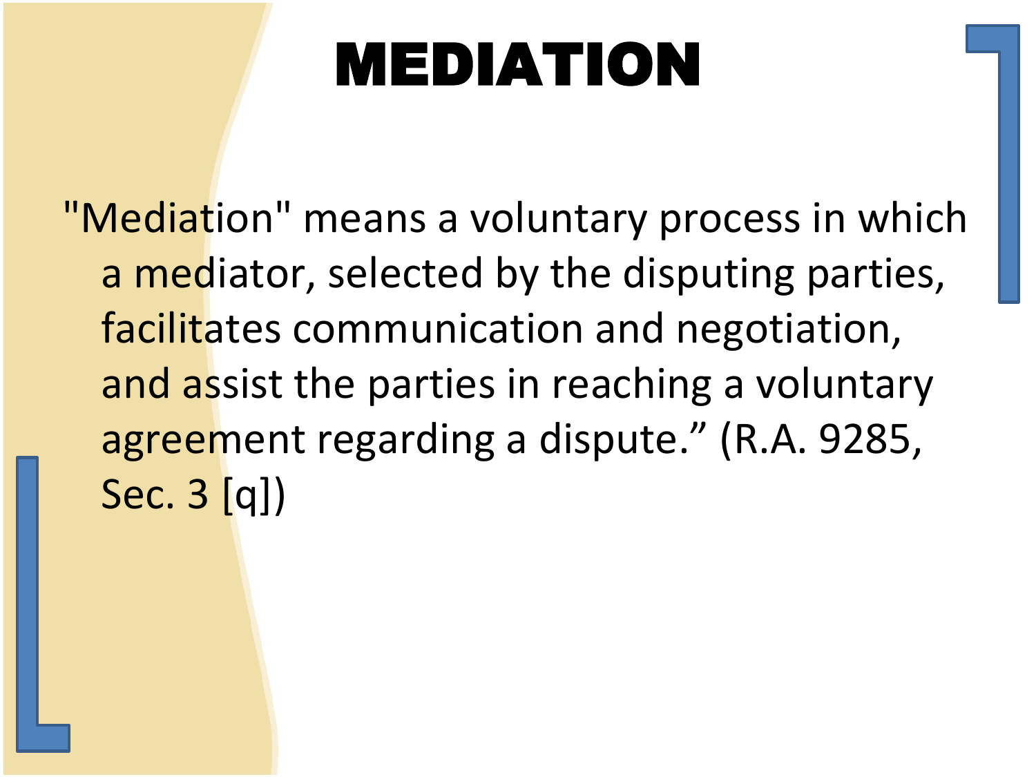# MEDIATION

"Mediation" means a voluntary process in which a mediator, selected by the disputing parties, facilitates communication and negotiation, and assist the parties in reaching a voluntary agreement regarding a dispute.” (R.A. 9285, Sec. 3 [q])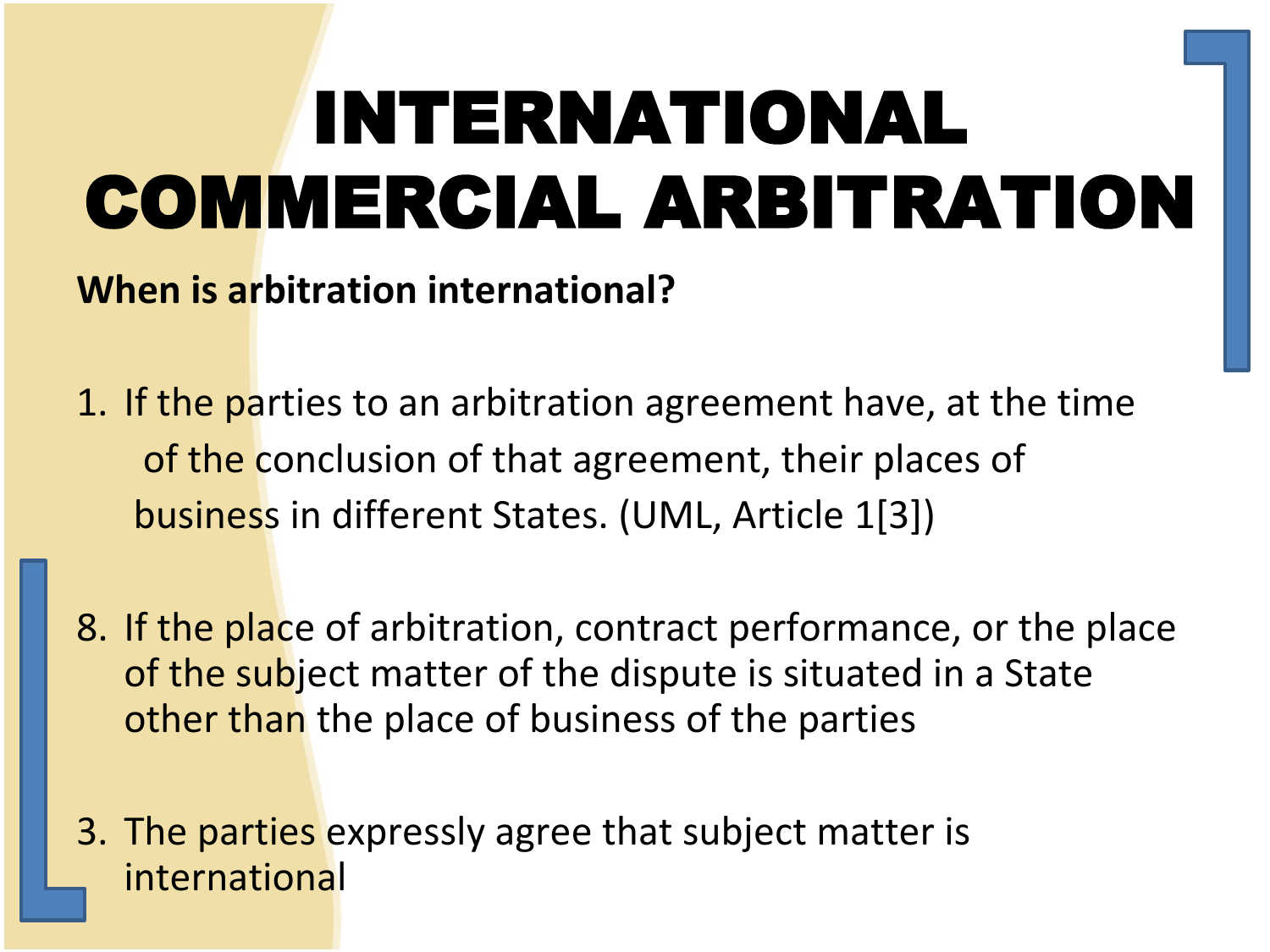# INTERNATIONAL COMMERCIAL ARBITRATION

**When is arbitration international?**

1. If the parties to an arbitration agreement have, at the time of the conclusion of that agreement, their places of business in different States. (UML, Article 1[3])

8. If the place of arbitration, contract performance, or the place of the subject matter of the dispute is situated in a State other than the place of business of the parties

3. The parties expressly agree that subject matter is international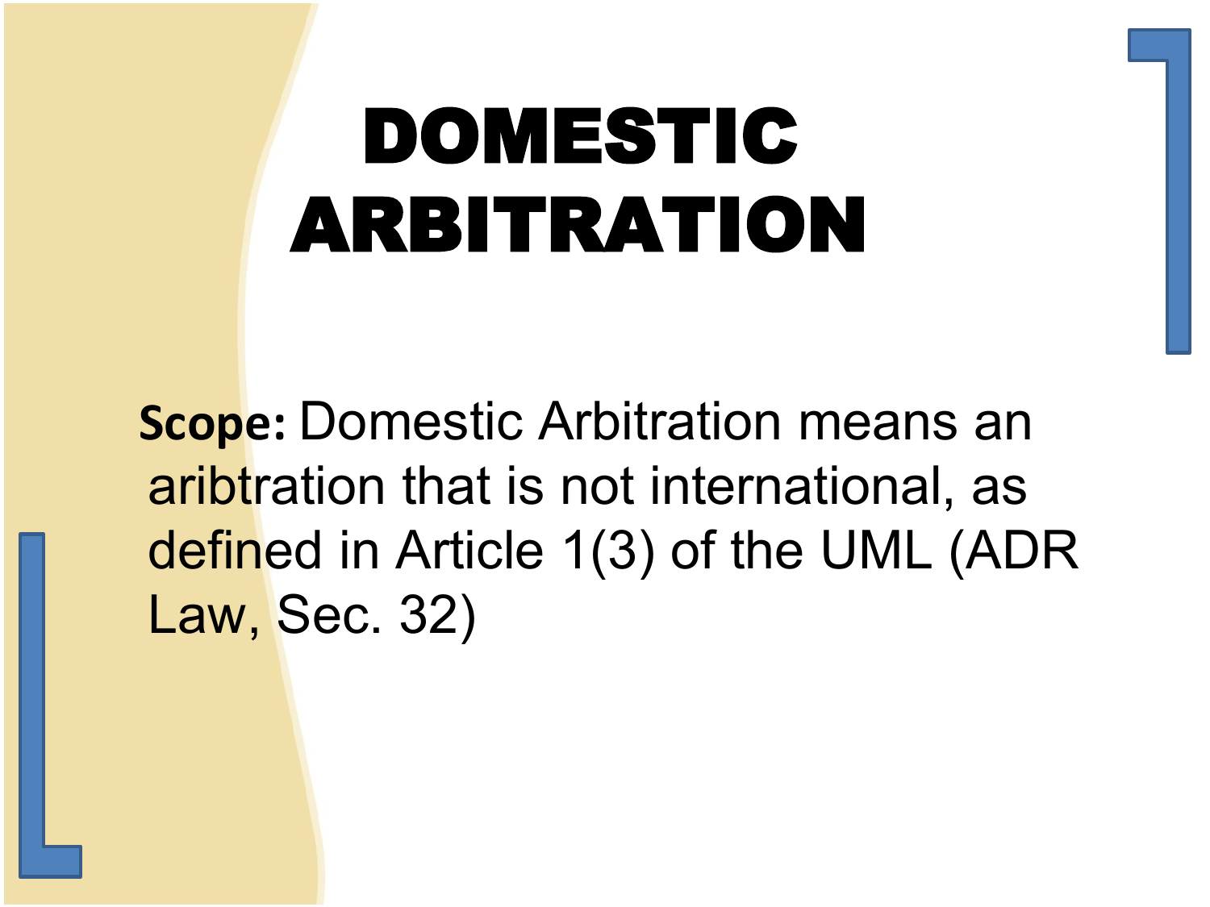# DOMESTIC ARBITRATION

**Scope:** Domestic Arbitration means an aribtration that is not international, as defined in Article 1(3) of the UML (ADR Law, Sec. 32)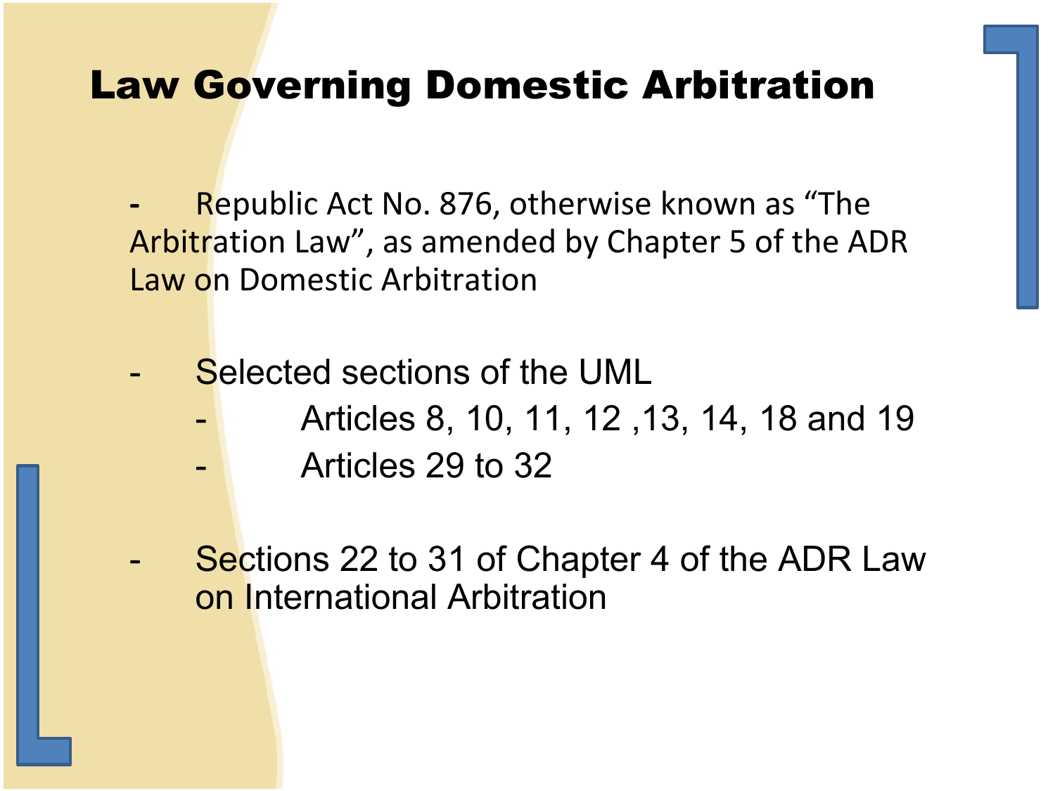# Law Governing Domestic Arbitration

- Republic Act No. 876, otherwise known as "The Arbitration Law", as amended by Chapter 5 of the ADR Law on Domestic Arbitration

- Selected sections of the UML
  - Articles 8, 10, 11, 12 ,13, 14, 18 and 19
  - Articles 29 to 32

- Sections 22 to 31 of Chapter 4 of the ADR Law on International Arbitration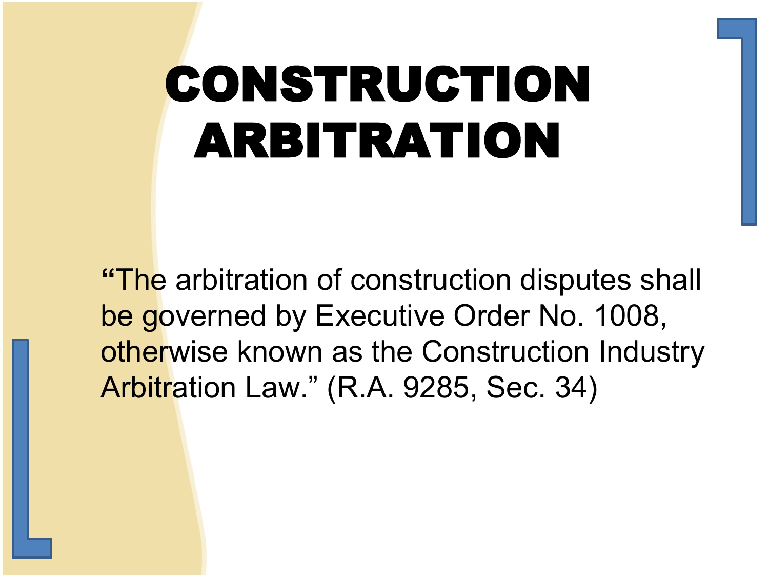# CONSTRUCTION ARBITRATION

"The arbitration of construction disputes shall be governed by Executive Order No. 1008, otherwise known as the Construction Industry Arbitration Law." (R.A. 9285, Sec. 34)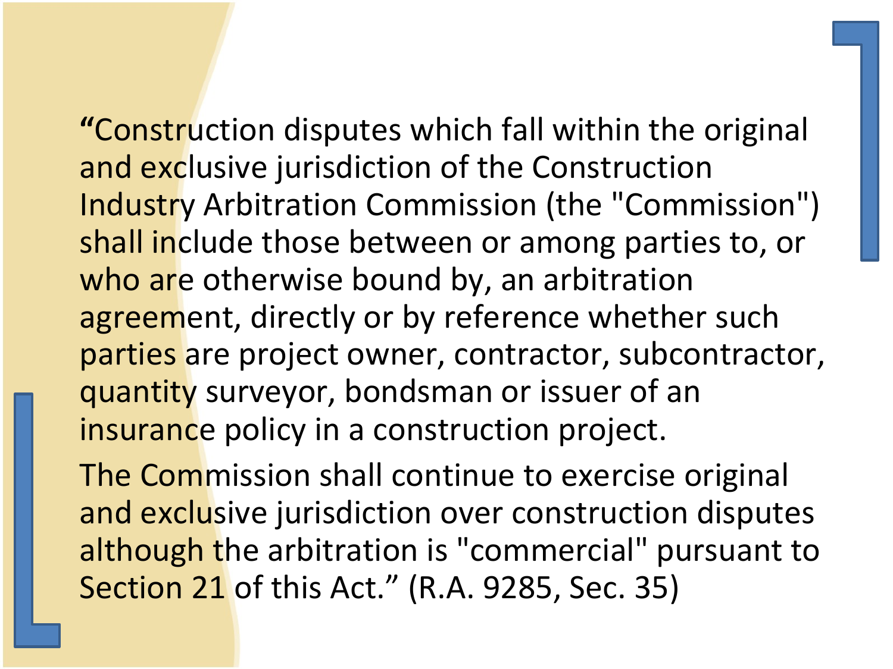“Construction disputes which fall within the original and exclusive jurisdiction of the Construction Industry Arbitration Commission (the "Commission") shall include those between or among parties to, or who are otherwise bound by, an arbitration agreement, directly or by reference whether such parties are project owner, contractor, subcontractor, quantity surveyor, bondsman or issuer of an insurance policy in a construction project.

The Commission shall continue to exercise original and exclusive jurisdiction over construction disputes although the arbitration is "commercial" pursuant to Section 21 of this Act.” (R.A. 9285, Sec. 35)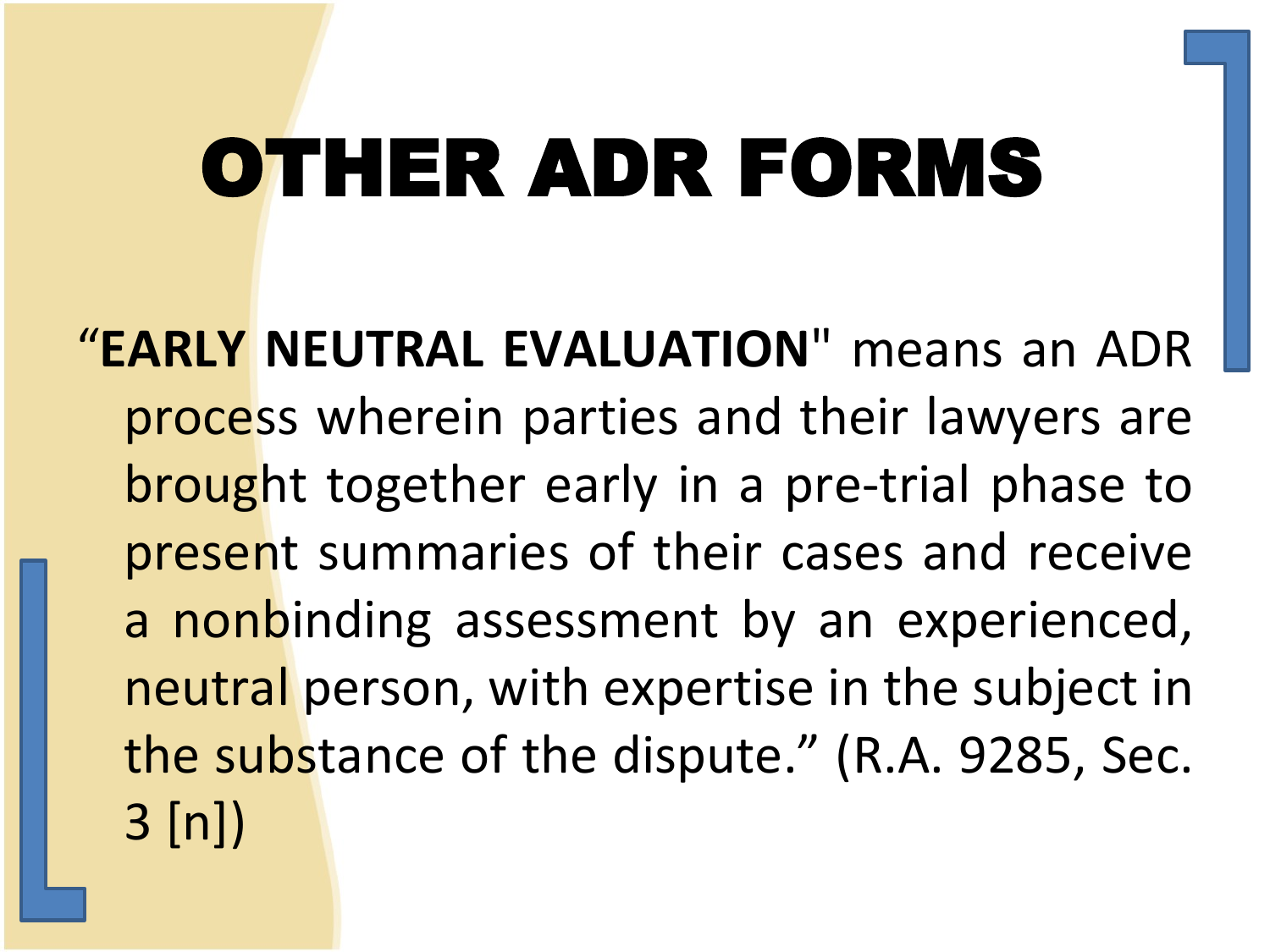# OTHER ADR FORMS

"**EARLY NEUTRAL EVALUATION**" means an ADR process wherein parties and their lawyers are brought together early in a pre-trial phase to present summaries of their cases and receive a nonbinding assessment by an experienced, neutral person, with expertise in the subject in the substance of the dispute." (R.A. 9285, Sec. 3 [n])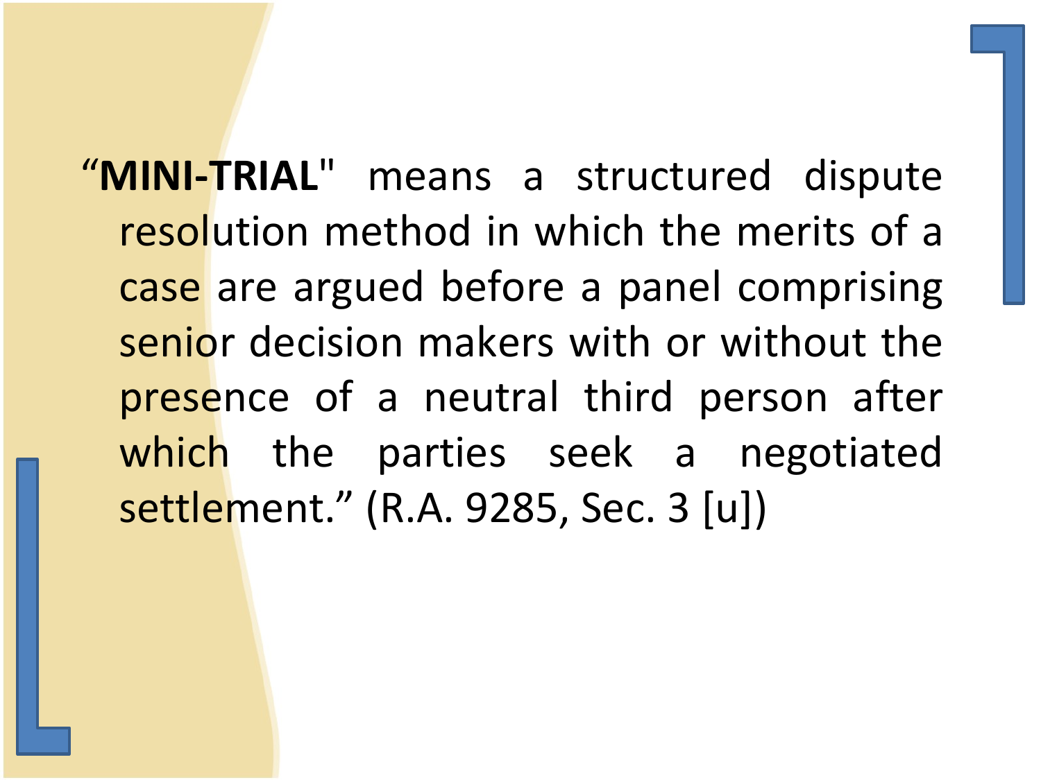“**MINI-TRIAL**" means a structured dispute resolution method in which the merits of a case are argued before a panel comprising senior decision makers with or without the presence of a neutral third person after which the parties seek a negotiated settlement.” (R.A. 9285, Sec. 3 [u])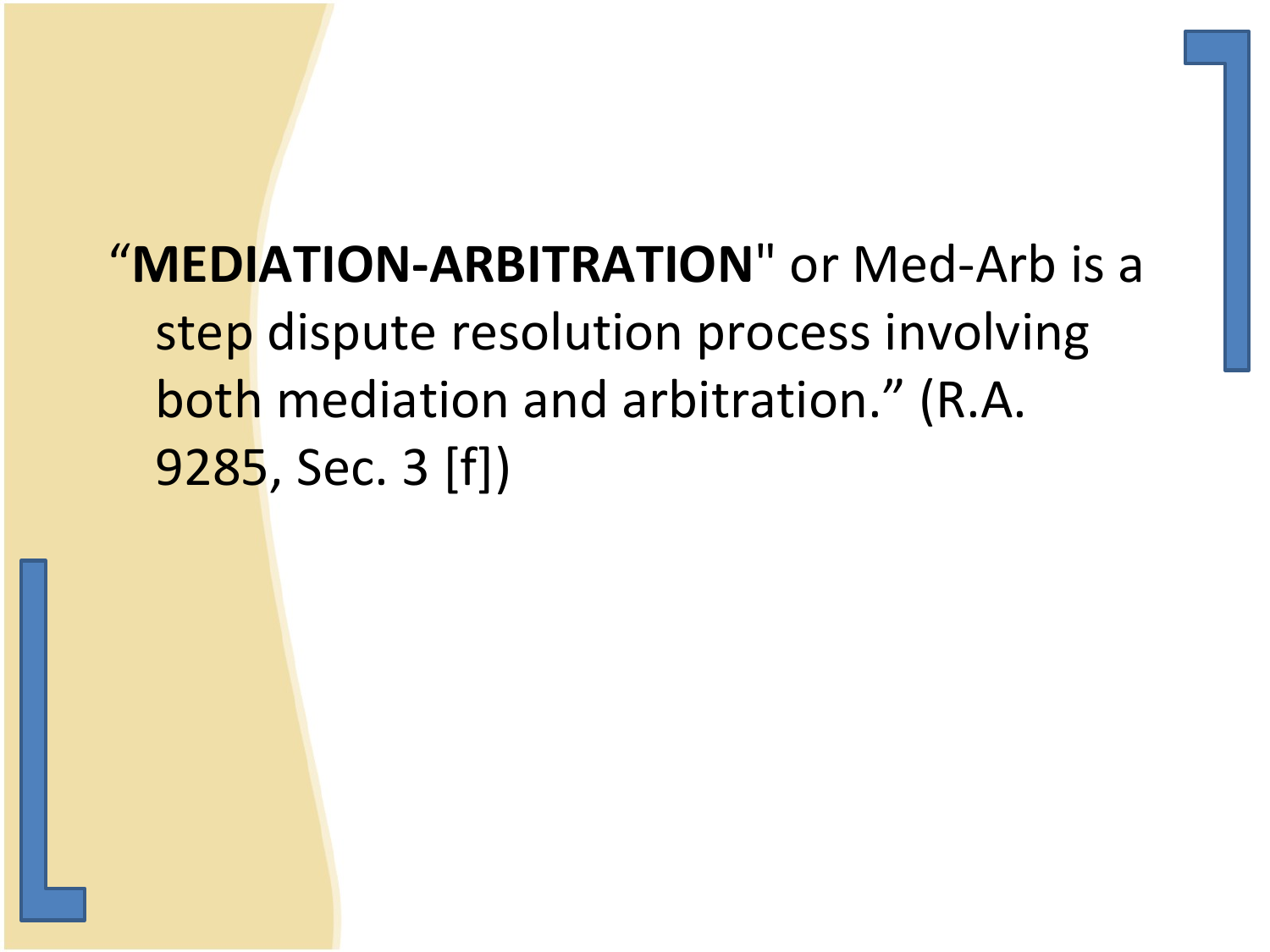“**MEDIATION-ARBITRATION**" or Med-Arb is a step dispute resolution process involving both mediation and arbitration.” (R.A. 9285, Sec. 3 [f])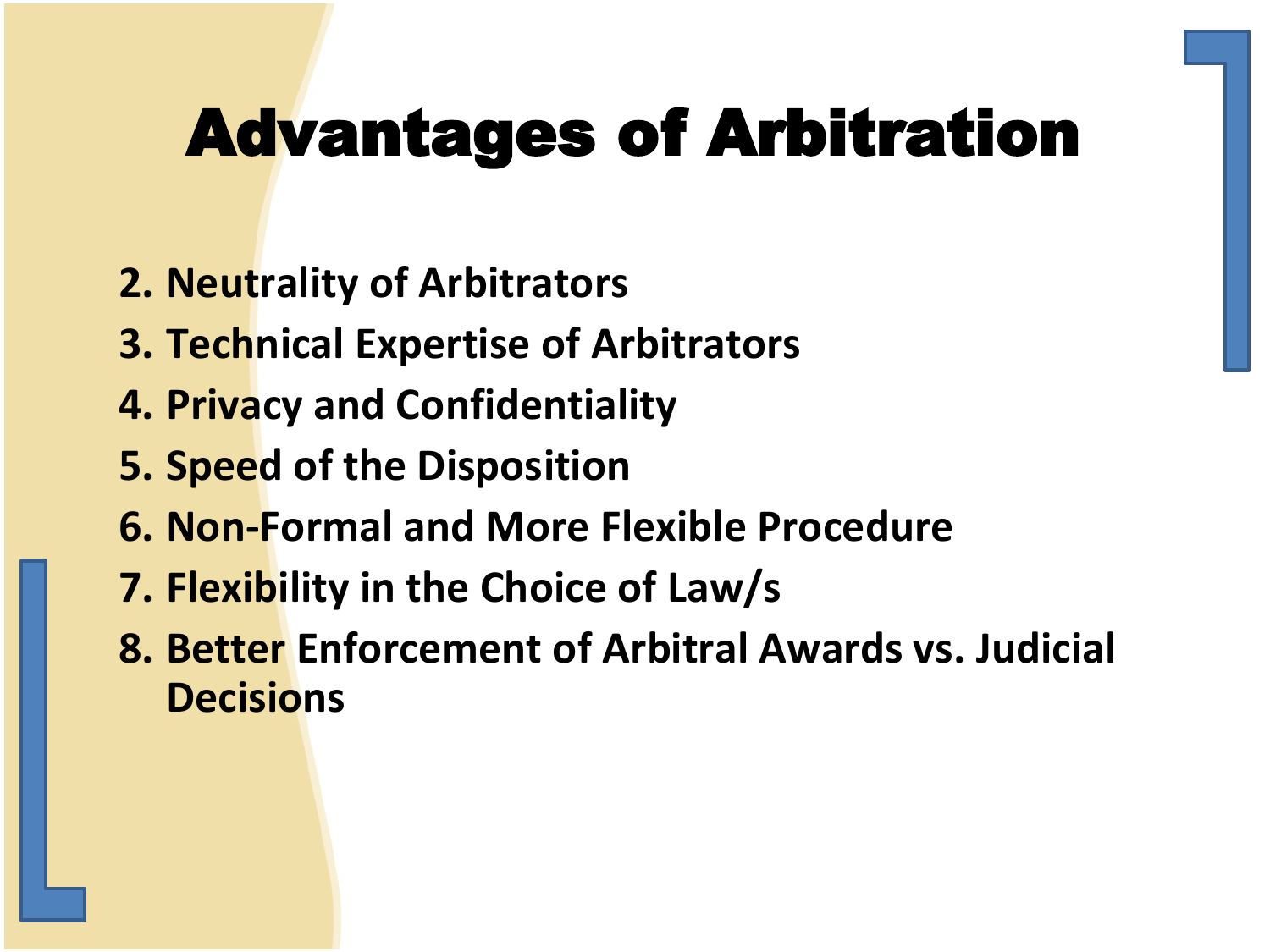# Advantages of Arbitration

2. Neutrality of Arbitrators
3. Technical Expertise of Arbitrators
4. Privacy and Confidentiality
5. Speed of the Disposition
6. Non-Formal and More Flexible Procedure
7. Flexibility in the Choice of Law/s
8. Better Enforcement of Arbitral Awards vs. Judicial Decisions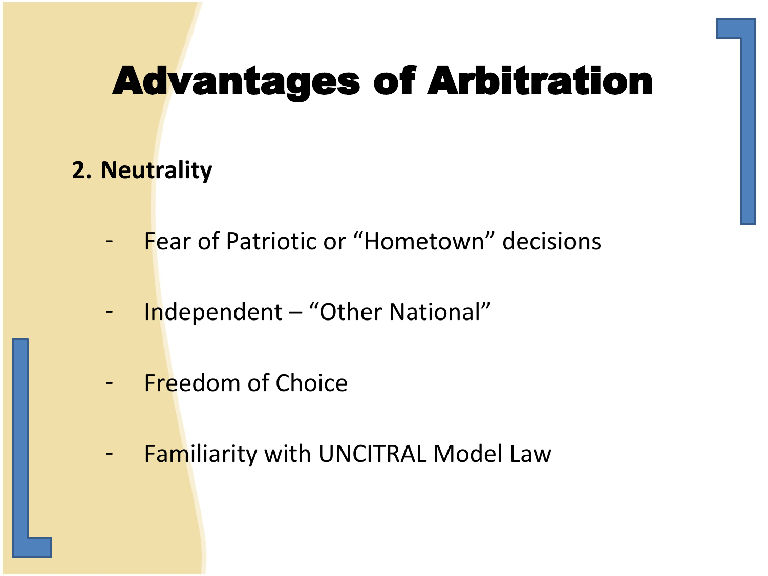# Advantages of Arbitration

**2. Neutrality**

- Fear of Patriotic or "Hometown" decisions
- Independent – "Other National"
- Freedom of Choice
- Familiarity with UNCITRAL Model Law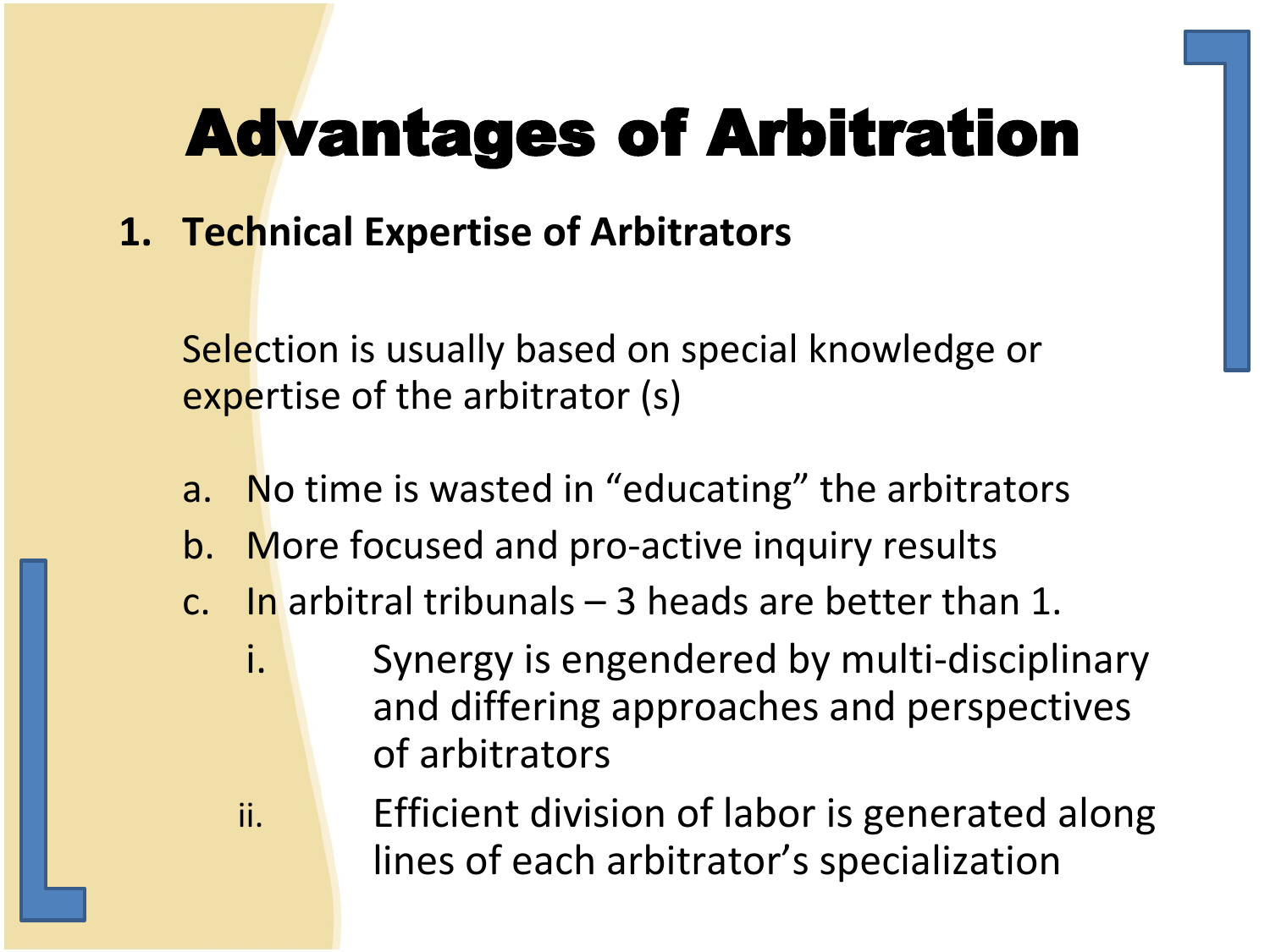# Advantages of Arbitration

1. **Technical Expertise of Arbitrators**

   Selection is usually based on special knowledge or expertise of the arbitrator (s)

   a. No time is wasted in "educating" the arbitrators
   b. More focused and pro-active inquiry results
   c. In arbitral tribunals – 3 heads are better than 1.
      i. Synergy is engendered by multi-disciplinary and differing approaches and perspectives of arbitrators
      ii. Efficient division of labor is generated along lines of each arbitrator's specialization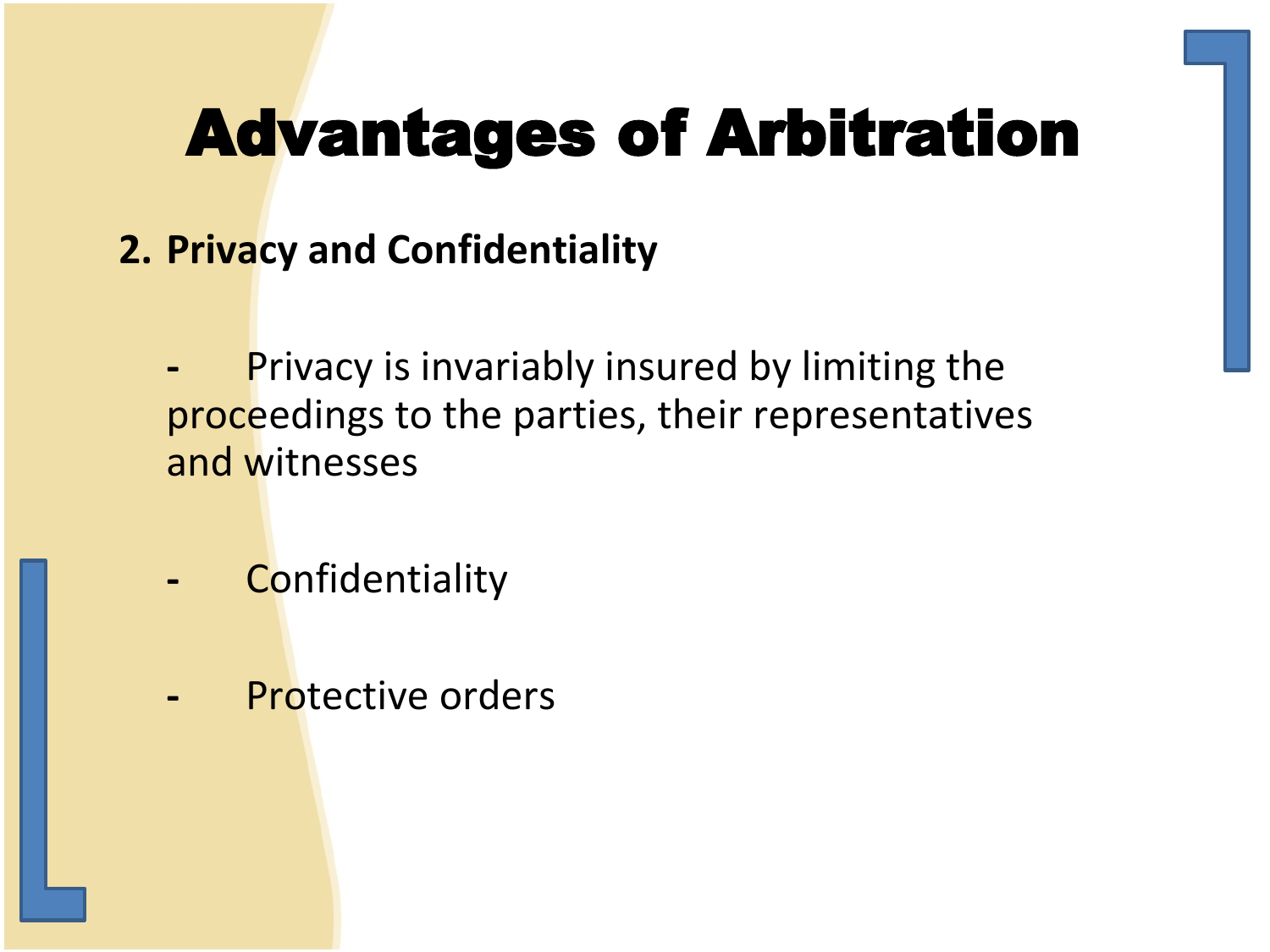# Advantages of Arbitration

**2. Privacy and Confidentiality**

- Privacy is invariably insured by limiting the proceedings to the parties, their representatives and witnesses

- Confidentiality

- Protective orders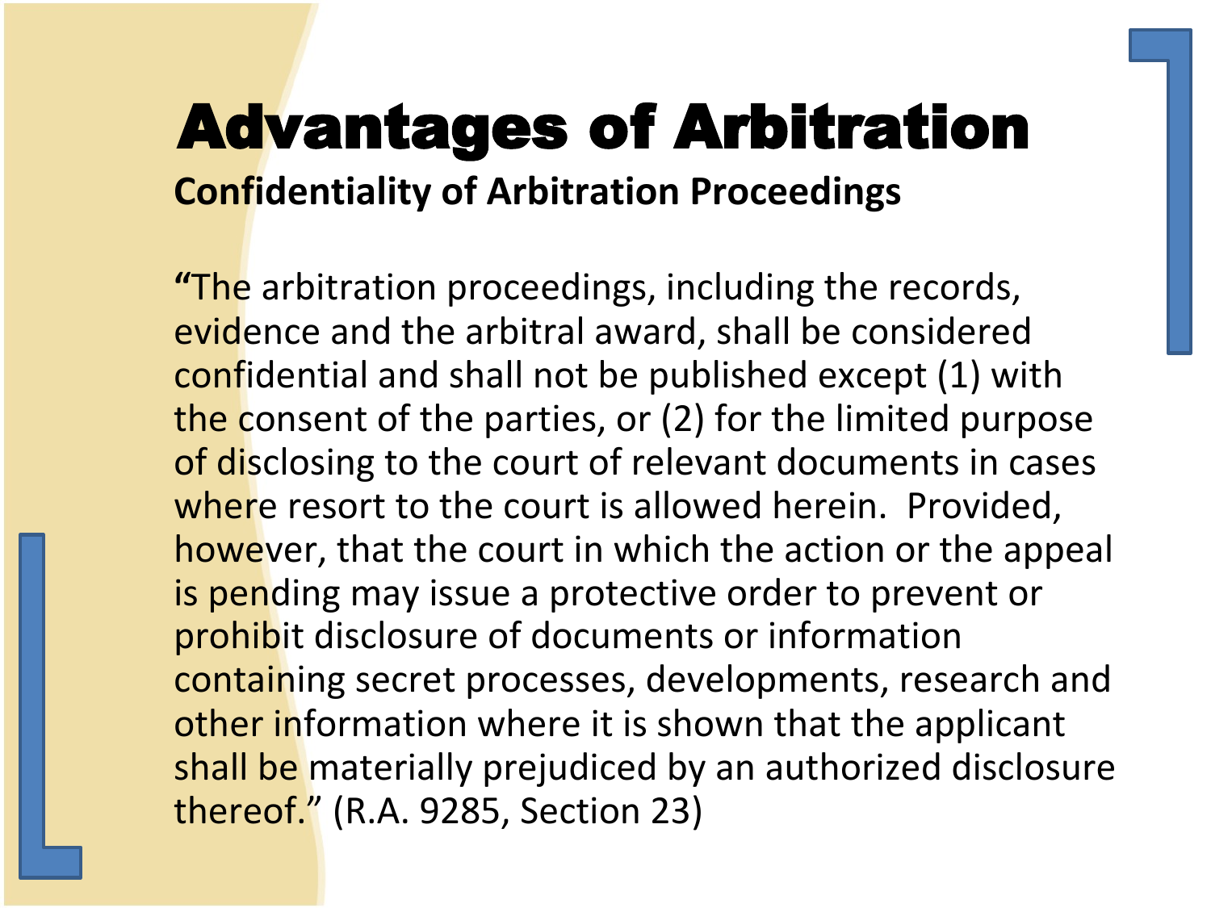# Advantages of Arbitration

**Confidentiality of Arbitration Proceedings**

**“**The arbitration proceedings, including the records, evidence and the arbitral award, shall be considered confidential and shall not be published except (1) with the consent of the parties, or (2) for the limited purpose of disclosing to the court of relevant documents in cases where resort to the court is allowed herein. Provided, however, that the court in which the action or the appeal is pending may issue a protective order to prevent or prohibit disclosure of documents or information containing secret processes, developments, research and other information where it is shown that the applicant shall be materially prejudiced by an authorized disclosure thereof.” (R.A. 9285, Section 23)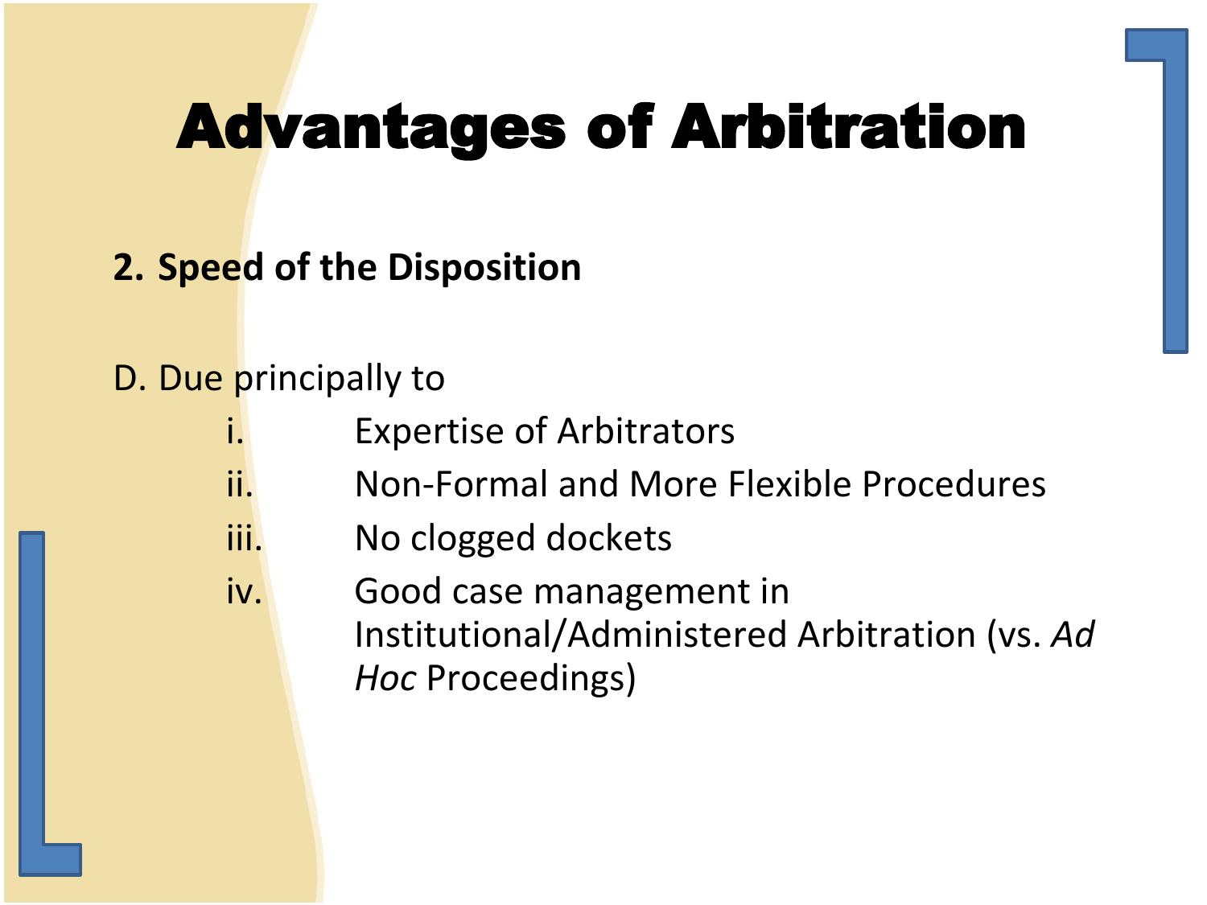# Advantages of Arbitration

**2. Speed of the Disposition**

D. Due principally to

- i. Expertise of Arbitrators
- ii. Non-Formal and More Flexible Procedures
- iii. No clogged dockets
- iv. Good case management in Institutional/Administered Arbitration (vs. *Ad Hoc* Proceedings)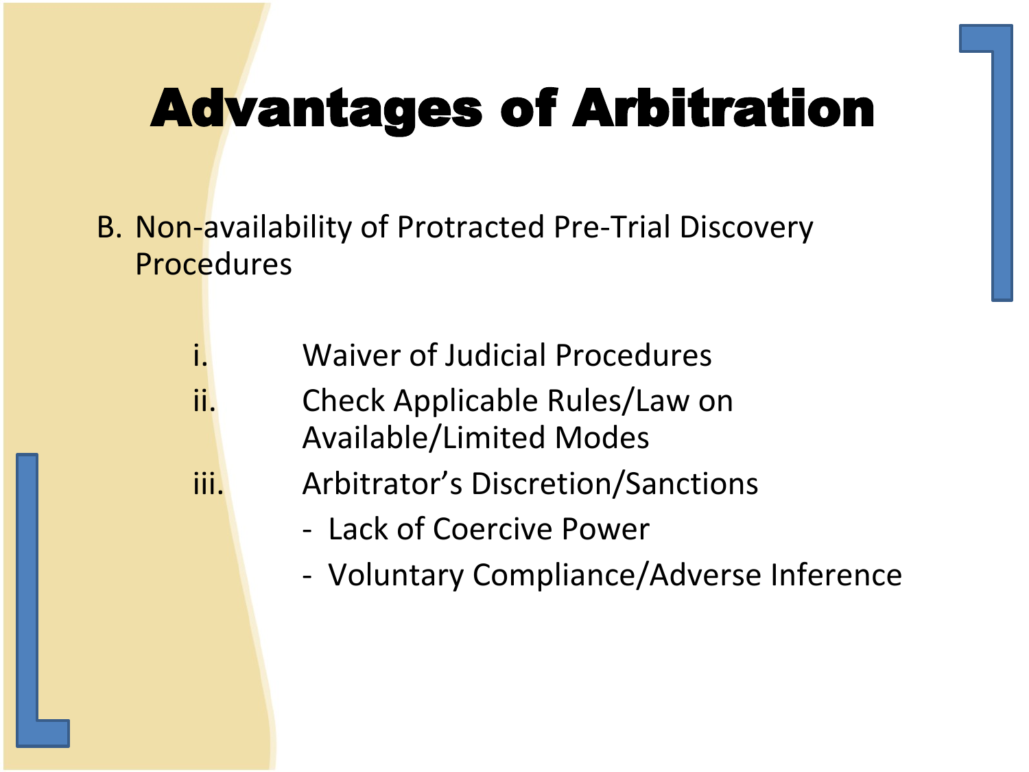# Advantages of Arbitration

B. Non-availability of Protracted Pre-Trial Discovery Procedures

   i. Waiver of Judicial Procedures
   ii. Check Applicable Rules/Law on Available/Limited Modes
   iii. Arbitrator's Discretion/Sanctions
      - Lack of Coercive Power
      - Voluntary Compliance/Adverse Inference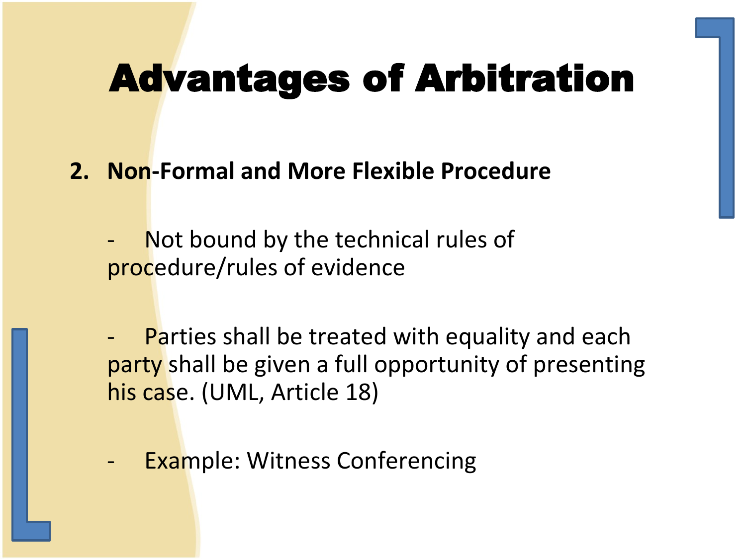# Advantages of Arbitration

**2. Non-Formal and More Flexible Procedure**

- Not bound by the technical rules of procedure/rules of evidence

- Parties shall be treated with equality and each party shall be given a full opportunity of presenting his case. (UML, Article 18)

- Example: Witness Conferencing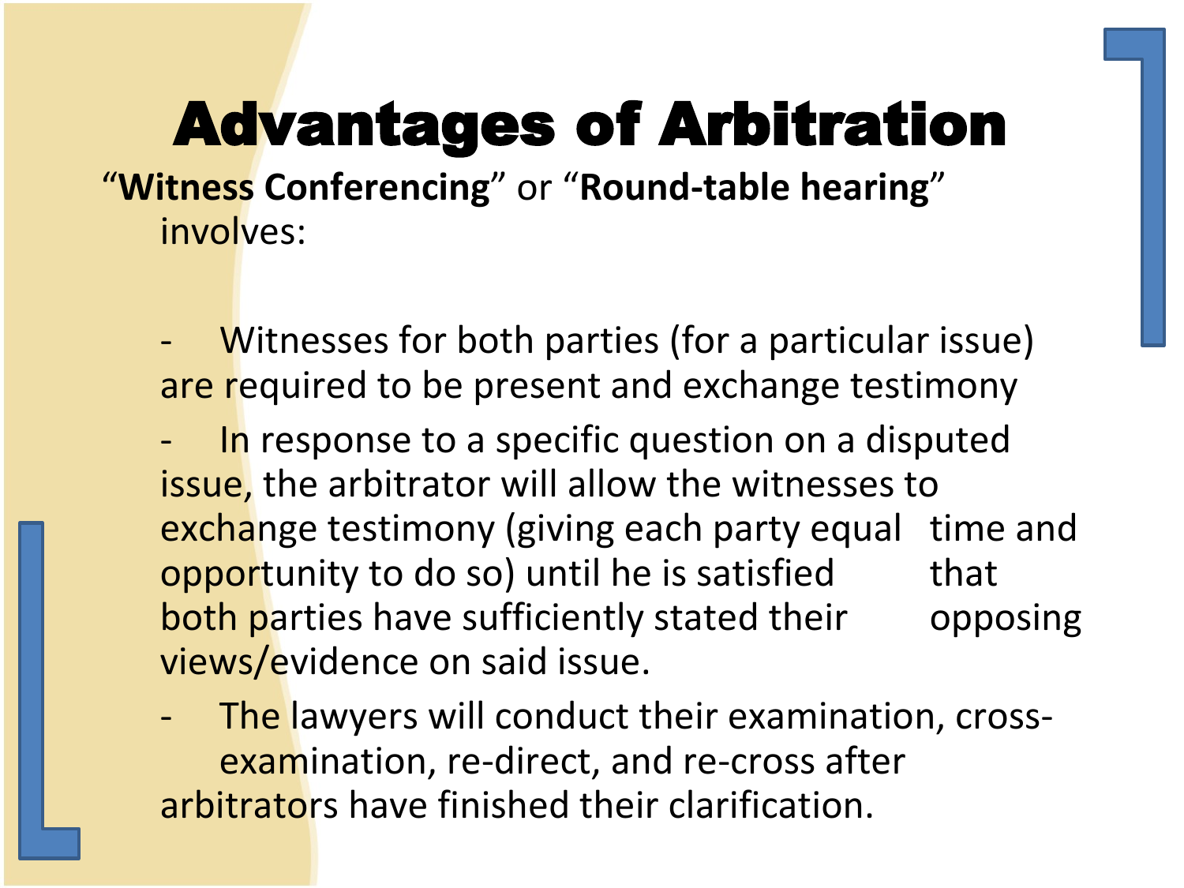# Advantages of Arbitration

"**Witness Conferencing**" or "**Round-table hearing**" involves:

- Witnesses for both parties (for a particular issue) are required to be present and exchange testimony
- In response to a specific question on a disputed issue, the arbitrator will allow the witnesses to exchange testimony (giving each party equal time and opportunity to do so) until he is satisfied that both parties have sufficiently stated their opposing views/evidence on said issue.
- The lawyers will conduct their examination, cross-examination, re-direct, and re-cross after arbitrators have finished their clarification.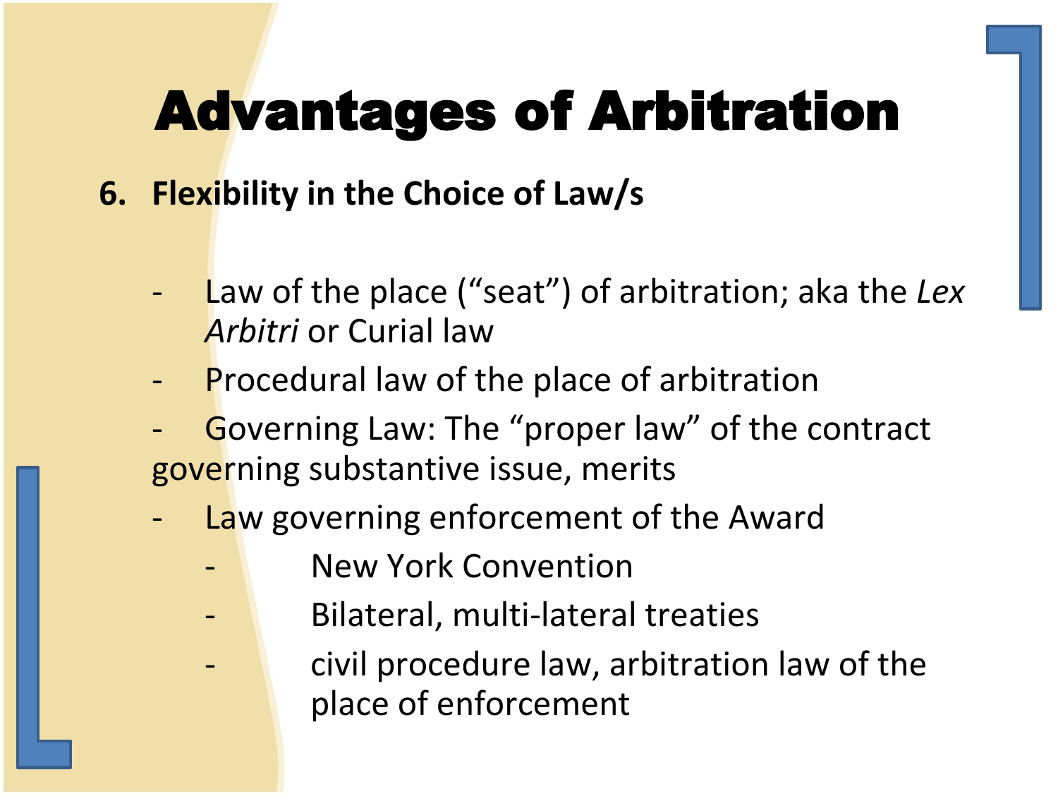# Advantages of Arbitration

6. **Flexibility in the Choice of Law/s**

- Law of the place (“seat”) of arbitration; aka the *Lex Arbitri* or Curial law
- Procedural law of the place of arbitration
- Governing Law: The “proper law” of the contract governing substantive issue, merits
- Law governing enforcement of the Award
  - New York Convention
  - Bilateral, multi-lateral treaties
  - civil procedure law, arbitration law of the place of enforcement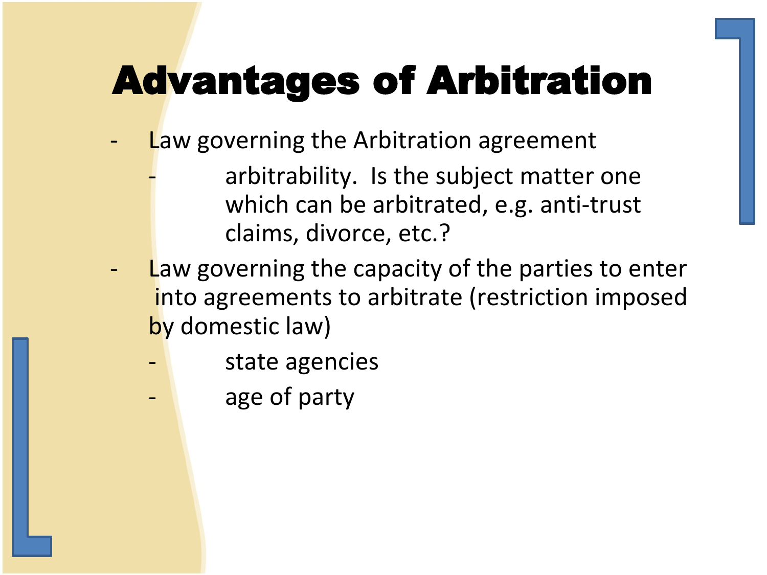# Advantages of Arbitration

- Law governing the Arbitration agreement
  - arbitrability. Is the subject matter one which can be arbitrated, e.g. anti-trust claims, divorce, etc.?
- Law governing the capacity of the parties to enter into agreements to arbitrate (restriction imposed by domestic law)
  - state agencies
  - age of party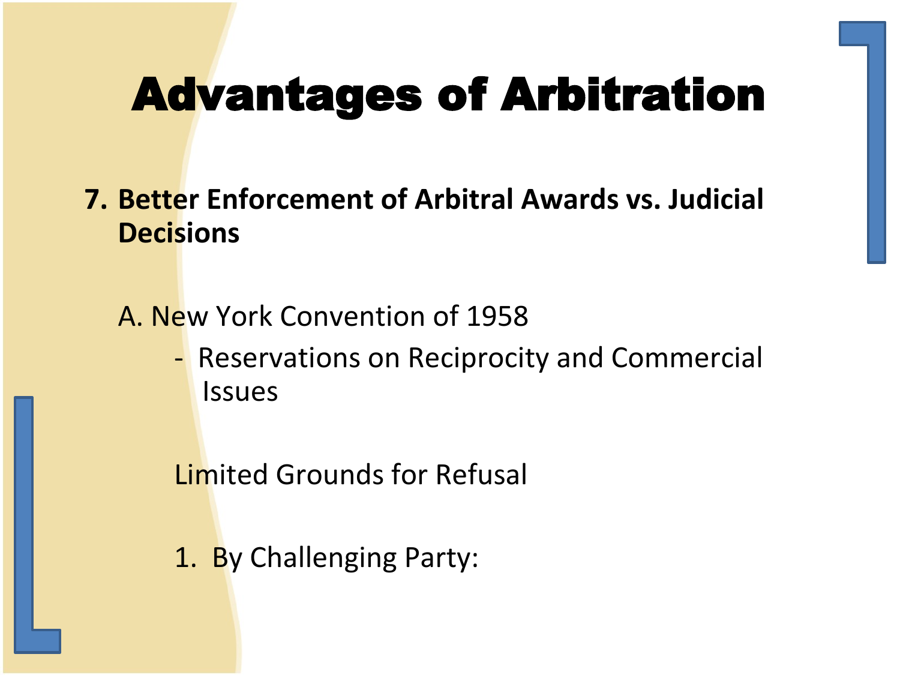# Advantages of Arbitration

7. **Better Enforcement of Arbitral Awards vs. Judicial Decisions**

   A. New York Convention of 1958

   - Reservations on Reciprocity and Commercial Issues

   Limited Grounds for Refusal

   1. By Challenging Party: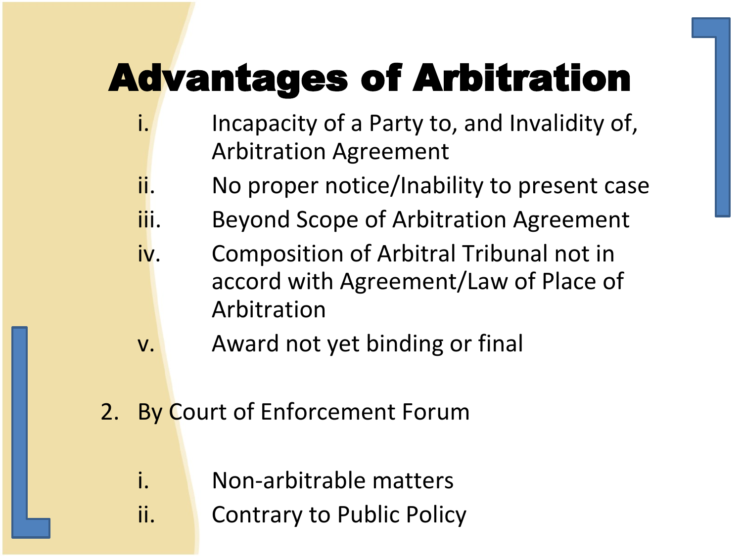# Advantages of Arbitration

i. Incapacity of a Party to, and Invalidity of, Arbitration Agreement
ii. No proper notice/Inability to present case
iii. Beyond Scope of Arbitration Agreement
iv. Composition of Arbitral Tribunal not in accord with Agreement/Law of Place of Arbitration
v. Award not yet binding or final

2. By Court of Enforcement Forum

i. Non-arbitrable matters
ii. Contrary to Public Policy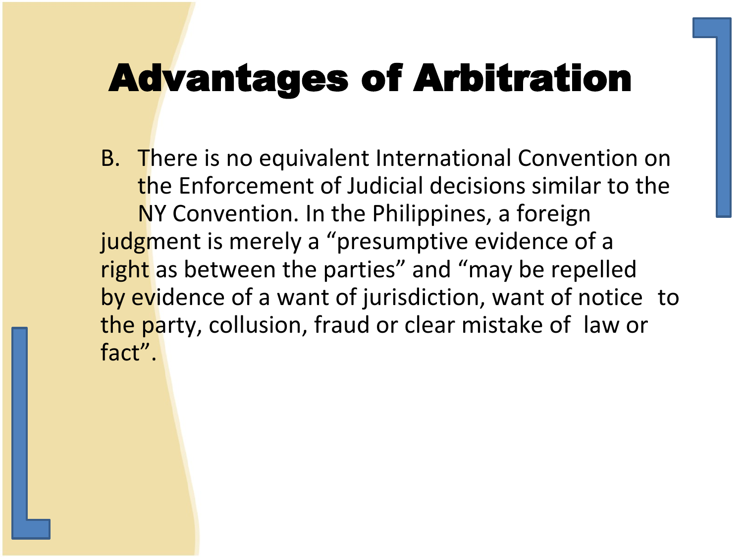# Advantages of Arbitration

B. There is no equivalent International Convention on the Enforcement of Judicial decisions similar to the NY Convention. In the Philippines, a foreign judgment is merely a "presumptive evidence of a right as between the parties" and "may be repelled by evidence of a want of jurisdiction, want of notice to the party, collusion, fraud or clear mistake of law or fact".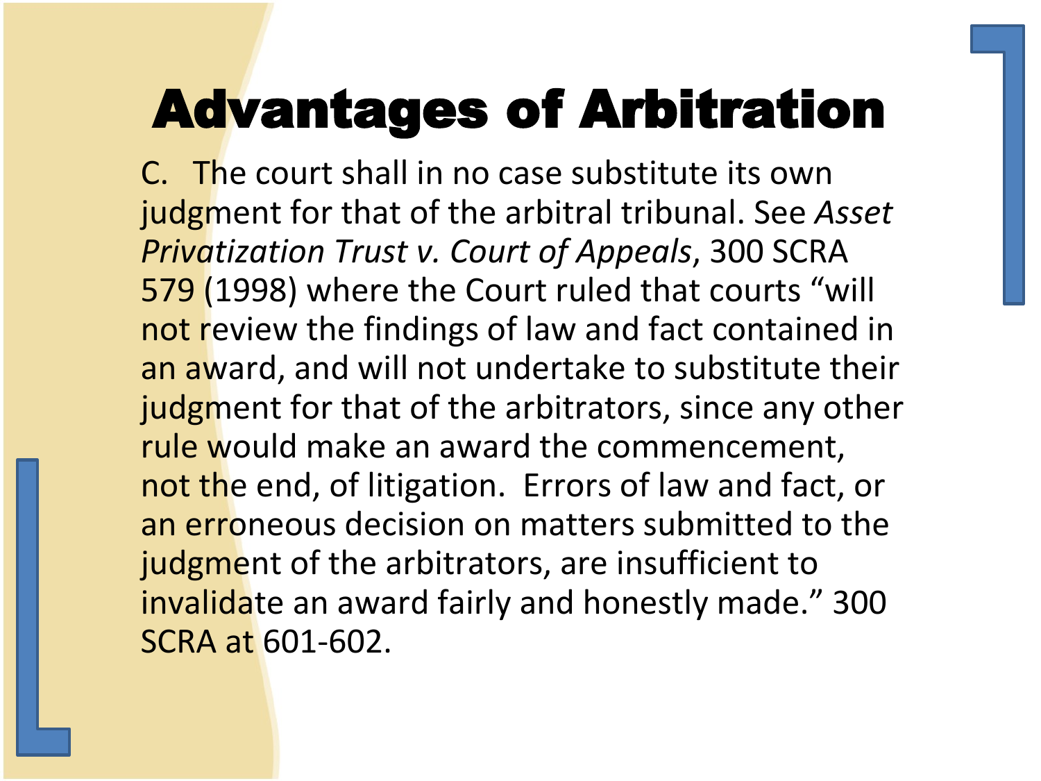# Advantages of Arbitration

C. The court shall in no case substitute its own judgment for that of the arbitral tribunal. See *Asset Privatization Trust v. Court of Appeals*, 300 SCRA 579 (1998) where the Court ruled that courts "will not review the findings of law and fact contained in an award, and will not undertake to substitute their judgment for that of the arbitrators, since any other rule would make an award the commencement, not the end, of litigation. Errors of law and fact, or an erroneous decision on matters submitted to the judgment of the arbitrators, are insufficient to invalidate an award fairly and honestly made." 300 SCRA at 601-602.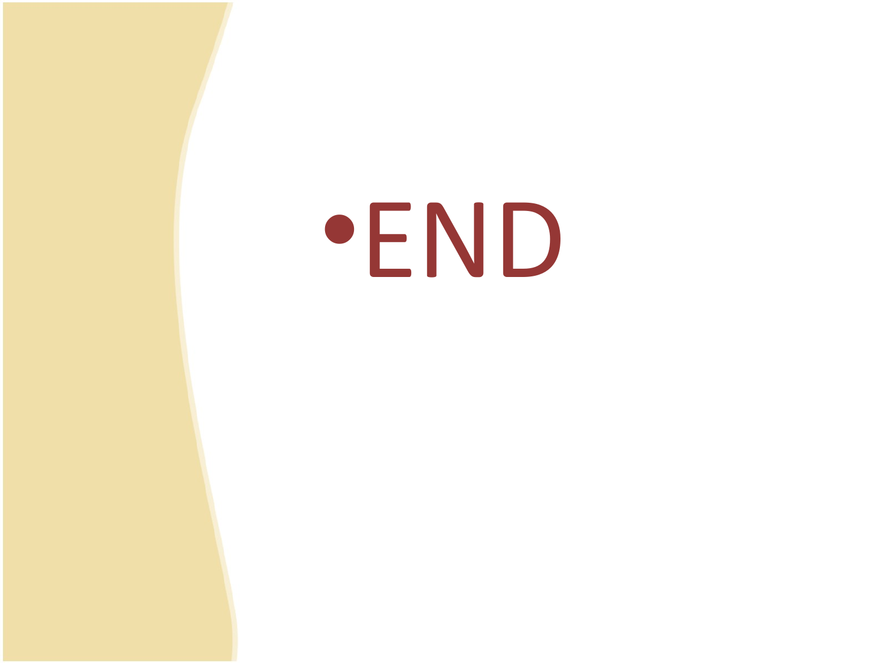- END